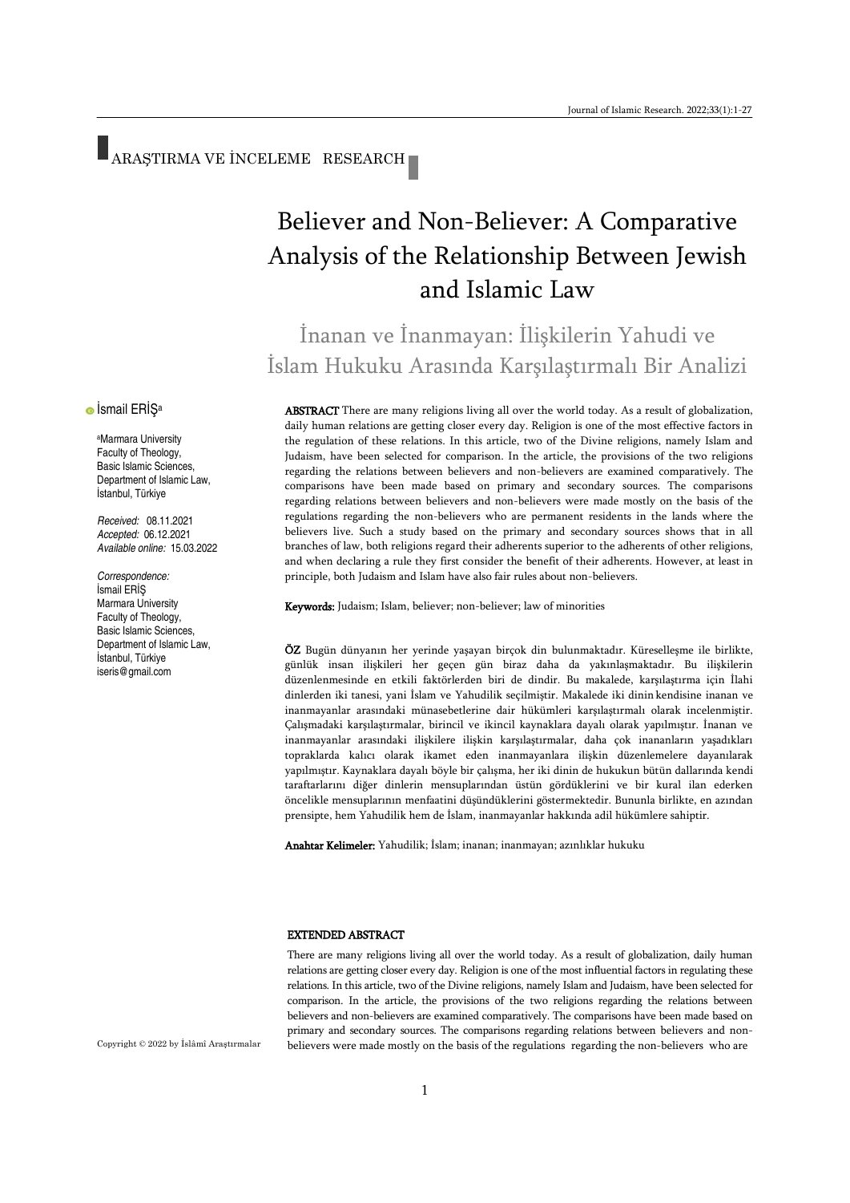ARAŞTIRMA VE İNCELEME RESEARCH

# Believer and Non-Believer: A Comparative Analysis of the Relationship Between Jewish and Islamic Law

## İnanan ve İnanmayan: İlişkilerin Yahudi ve İslam Hukuku Arasında Karşılaştırmalı Bir Analizi

İsmail ERİŞ[a]

[a]Marmara University Faculty of Theology, Basic Islamic Sciences, Department of Islamic Law, İstanbul, Türkiye

*Received:* 08.11.2021
*Accepted:* 06.12.2021
*Available online:* 15.03.2022

*Correspondence:*
İsmail ERİŞ
Marmara University Faculty of Theology, Basic Islamic Sciences, Department of Islamic Law, İstanbul, Türkiye
iseris@gmail.com

**ABSTRACT** There are many religions living all over the world today. As a result of globalization, daily human relations are getting closer every day. Religion is one of the most effective factors in the regulation of these relations. In this article, two of the Divine religions, namely Islam and Judaism, have been selected for comparison. In the article, the provisions of the two religions regarding the relations between believers and non-believers are examined comparatively. The comparisons have been made based on primary and secondary sources. The comparisons regarding relations between believers and non-believers were made mostly on the basis of the regulations regarding the non-believers who are permanent residents in the lands where the believers live. Such a study based on the primary and secondary sources shows that in all branches of law, both religions regard their adherents superior to the adherents of other religions, and when declaring a rule they first consider the benefit of their adherents. However, at least in principle, both Judaism and Islam have also fair rules about non-believers.

**Keywords:** Judaism; Islam, believer; non-believer; law of minorities

**ÖZ** Bugün dünyanın her yerinde yaşayan birçok din bulunmaktadır. Küreselleşme ile birlikte, günlük insan ilişkileri her geçen gün biraz daha da yakınlaşmaktadır. Bu ilişkilerin düzenlenmesinde en etkili faktörlerden biri de dindir. Bu makalede, karşılaştırma için İlahi dinlerden iki tanesi, yani İslam ve Yahudilik seçilmiştir. Makalede iki dinin kendisine inanan ve inanmayanlar arasındaki münasebetlerine dair hükümleri karşılaştırmalı olarak incelenmiştir. Çalışmadaki karşılaştırmalar, birincil ve ikincil kaynaklara dayalı olarak yapılmıştır. İnanan ve inanmayanlar arasındaki ilişkilere ilişkin karşılaştırmalar, daha çok inananların yaşadıkları topraklarda kalıcı olarak ikamet eden inanmayanlara ilişkin düzenlemelere dayanılarak yapılmıştır. Kaynaklara dayalı böyle bir çalışma, her iki dinin de hukukun bütün dallarında kendi taraftarlarını diğer dinlerin mensuplarından üstün gördüklerini ve bir kural ilan ederken öncelikle mensuplarının menfaatini düşündüklerini göstermektedir. Bununla birlikte, en azından prensipte, hem Yahudilik hem de İslam, inanmayanlar hakkında adil hükümlere sahiptir.

**Anahtar Kelimeler:** Yahudilik; İslam; inanan; inanmayan; azınlıklar hukuku

### EXTENDED ABSTRACT

There are many religions living all over the world today. As a result of globalization, daily human relations are getting closer every day. Religion is one of the most influential factors in regulating these relations. In this article, two of the Divine religions, namely Islam and Judaism, have been selected for comparison. In the article, the provisions of the two religions regarding the relations between believers and non-believers are examined comparatively. The comparisons have been made based on primary and secondary sources. The comparisons regarding relations between believers and non-believers were made mostly on the basis of the regulations regarding the non-believers who are

Copyright © 2022 by İslâmî Araştırmalar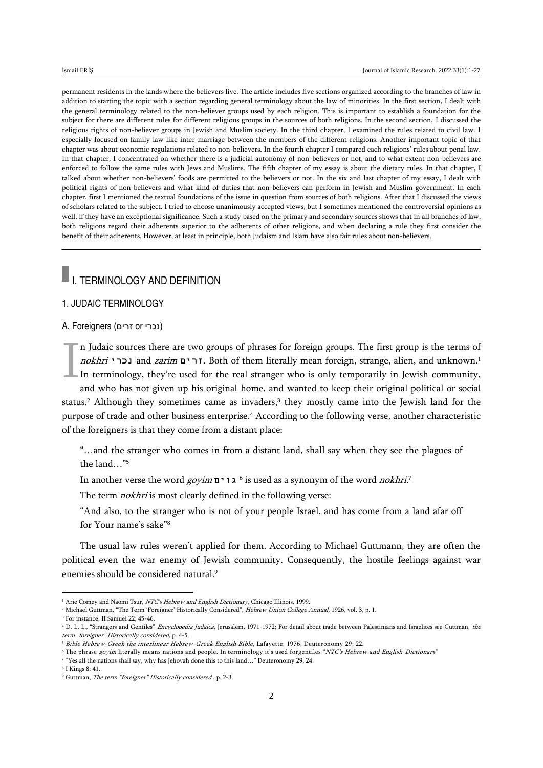permanent residents in the lands where the believers live. The article includes five sections organized according to the branches of law in addition to starting the topic with a section regarding general terminology about the law of minorities. In the first section, I dealt with the general terminology related to the non-believer groups used by each religion. This is important to establish a foundation for the subject for there are different rules for different religious groups in the sources of both religions. In the second section, I discussed the religious rights of non-believer groups in Jewish and Muslim society. In the third chapter, I examined the rules related to civil law. I especially focused on family law like inter-marriage between the members of the different religions. Another important topic of that chapter was about economic regulations related to non-believers. In the fourth chapter I compared each religions' rules about penal law. In that chapter, I concentrated on whether there is a judicial autonomy of non-believers or not, and to what extent non-believers are enforced to follow the same rules with Jews and Muslims. The fifth chapter of my essay is about the dietary rules. In that chapter, I talked about whether non-believers' foods are permitted to the believers or not. In the six and last chapter of my essay, I dealt with political rights of non-believers and what kind of duties that non-believers can perform in Jewish and Muslim government. In each chapter, first I mentioned the textual foundations of the issue in question from sources of both religions. After that I discussed the views of scholars related to the subject. I tried to choose unanimously accepted views, but I sometimes mentioned the controversial opinions as well, if they have an exceptional significance. Such a study based on the primary and secondary sources shows that in all branches of law, both religions regard their adherents superior to the adherents of other religions, and when declaring a rule they first consider the benefit of their adherents. However, at least in principle, both Judaism and Islam have also fair rules about non-believers.

# I. TERMINOLOGY AND DEFINITION

## 1. JUDAIC TERMINOLOGY

### A. Foreigners (נכרי or זרים)

In Judaic sources there are two groups of phrases for foreign groups. The first group is the terms of *nokhri* נכרי and *zarim* זרים. Both of them literally mean foreign, strange, alien, and unknown.[1] In terminology, they're used for the real stranger who is only temporarily in Jewish community, and who has not given up his original home, and wanted to keep their original political or social status.[2] Although they sometimes came as invaders,[3] they mostly came into the Jewish land for the purpose of trade and other business enterprise.[4] According to the following verse, another characteristic of the foreigners is that they come from a distant place:

"…and the stranger who comes in from a distant land, shall say when they see the plagues of the land…"[5]

In another verse the word *goyim* גוים [6] is used as a synonym of the word *nokhri*.[7]

The term *nokhri* is most clearly defined in the following verse:

"And also, to the stranger who is not of your people Israel, and has come from a land afar off for Your name's sake"[8]

The usual law rules weren't applied for them. According to Michael Guttmann, they are often the political even the war enemy of Jewish community. Consequently, the hostile feelings against war enemies should be considered natural.[9]

---

[1] Arie Comey and Naomi Tsur, *NTC's Hebrew and English Dictionary*, Chicago Illinois, 1999.

[2] Michael Guttman, "The Term 'Foreigner' Historically Considered", *Hebrew Union College Annual,* 1926, vol. 3, p. 1.

[3] For instance, II Samuel 22; 45-46.

[4] D. L. L., "Strangers and Gentiles" *Encyclopedia Judaica*, Jerusalem, 1971-1972; For detail about trade between Palestinians and Israelites see Guttman, *the term "foreigner" Historically considered*, p. 4-5.

[5] *Bible Hebrew-Greek the interlinear Hebrew-Greek English Bible*, Lafayette, 1976, Deuteronomy 29; 22.

[6] The phrase *goyim* literally means nations and people. In terminology it's used forgentiles "*NTC's Hebrew and English Dictionary*"

[7] "Yes all the nations shall say, why has Jehovah done this to this land…" Deuteronomy 29; 24.

[8] I Kings 8; 41.

[9] Guttman, *The term "foreigner" Historically considered* , p. 2-3.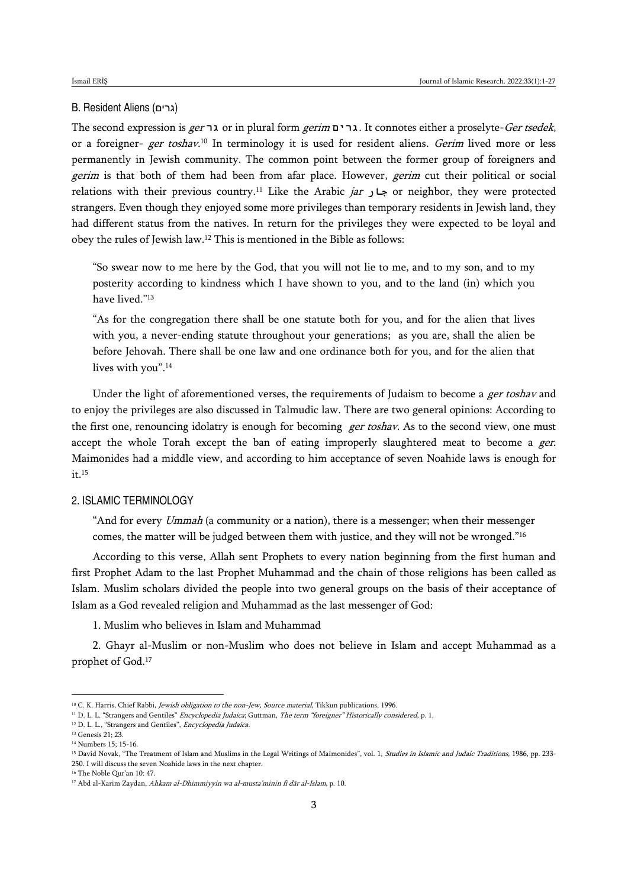### B. Resident Aliens (גרים)

The second expression is *ger* גר or in plural form *gerim* גרים. It connotes either a proselyte-*Ger tsedek*, or a foreigner- *ger toshav*.[10] In terminology it is used for resident aliens. *Gerim* lived more or less permanently in Jewish community. The common point between the former group of foreigners and *gerim* is that both of them had been from afar place. However, *gerim* cut their political or social relations with their previous country.[11] Like the Arabic *jar* جار or neighbor, they were protected strangers. Even though they enjoyed some more privileges than temporary residents in Jewish land, they had different status from the natives. In return for the privileges they were expected to be loyal and obey the rules of Jewish law.[12] This is mentioned in the Bible as follows:

> "So swear now to me here by the God, that you will not lie to me, and to my son, and to my posterity according to kindness which I have shown to you, and to the land (in) which you have lived."[13]
>
> "As for the congregation there shall be one statute both for you, and for the alien that lives with you, a never-ending statute throughout your generations; as you are, shall the alien be before Jehovah. There shall be one law and one ordinance both for you, and for the alien that lives with you".[14]

Under the light of aforementioned verses, the requirements of Judaism to become a *ger toshav* and to enjoy the privileges are also discussed in Talmudic law. There are two general opinions: According to the first one, renouncing idolatry is enough for becoming *ger toshav*. As to the second view, one must accept the whole Torah except the ban of eating improperly slaughtered meat to become a *ger*. Maimonides had a middle view, and according to him acceptance of seven Noahide laws is enough for it.[15]

## 2. ISLAMIC TERMINOLOGY

> "And for every *Ummah* (a community or a nation), there is a messenger; when their messenger comes, the matter will be judged between them with justice, and they will not be wronged."[16]

According to this verse, Allah sent Prophets to every nation beginning from the first human and first Prophet Adam to the last Prophet Muhammad and the chain of those religions has been called as Islam. Muslim scholars divided the people into two general groups on the basis of their acceptance of Islam as a God revealed religion and Muhammad as the last messenger of God:

1. Muslim who believes in Islam and Muhammad

2. Ghayr al-Muslim or non-Muslim who does not believe in Islam and accept Muhammad as a prophet of God.[17]

---

[10] C. K. Harris, Chief Rabbi, *Jewish obligation to the non-Jew, Source material*, Tikkun publications, 1996.

[11] D. L. L. "Strangers and Gentiles" *Encyclopedia Judaica*; Guttman, *The term "foreigner" Historically considered*, p. 1.

[12] D. L. L., "Strangers and Gentiles", *Encyclopedia Judaica*.

[13] Genesis 21; 23.

[14] Numbers 15; 15-16.

[15] David Novak, "The Treatment of Islam and Muslims in the Legal Writings of Maimonides", vol. 1, *Studies in Islamic and Judaic Traditions*, 1986, pp. 233-250. I will discuss the seven Noahide laws in the next chapter.

[16] The Noble Qur'an 10: 47.

[17] Abd al-Karim Zaydan, *Ahkam al-Dhimmiyyin wa al-musta'minin fi dār al-Islam*, p. 10.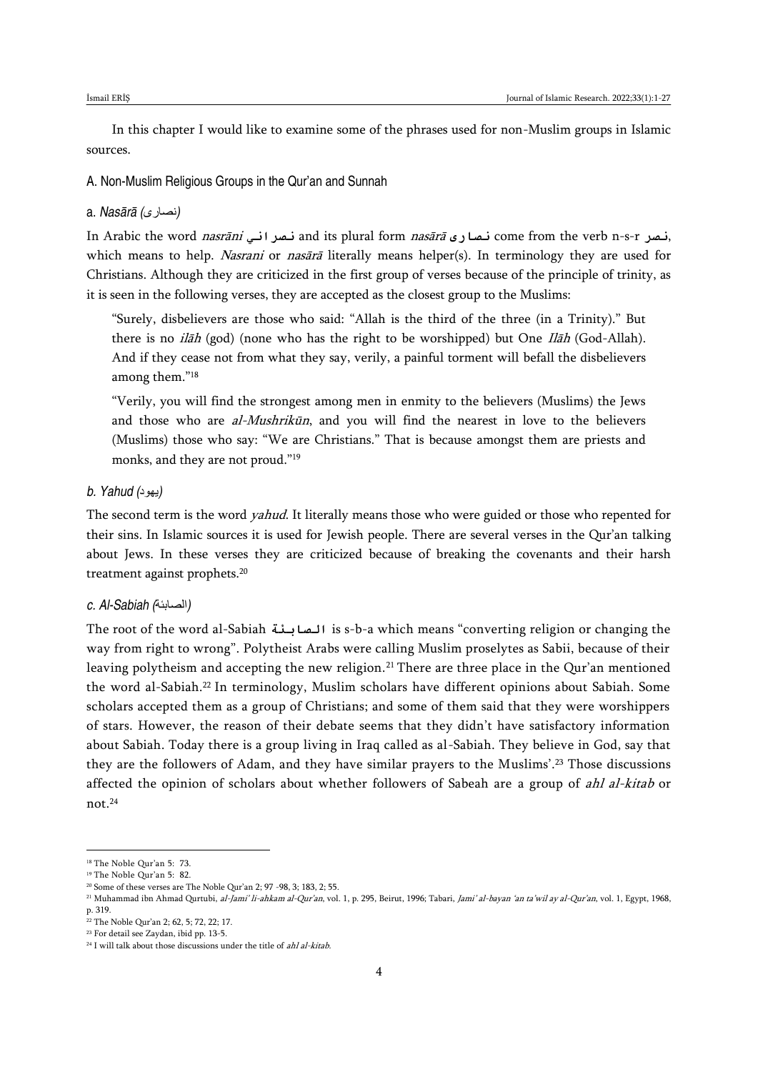In this chapter I would like to examine some of the phrases used for non-Muslim groups in Islamic sources.

## A. Non-Muslim Religious Groups in the Qur'an and Sunnah

### a. *Nasārā* (نصارى)

In Arabic the word *nasrāni* نصراني and its plural form *nasārā* نصارى come from the verb n-s-r نصر, which means to help. *Nasrani* or *nasārā* literally means helper(s). In terminology they are used for Christians. Although they are criticized in the first group of verses because of the principle of trinity, as it is seen in the following verses, they are accepted as the closest group to the Muslims:

> "Surely, disbelievers are those who said: "Allah is the third of the three (in a Trinity)." But there is no *ilāh* (god) (none who has the right to be worshipped) but One *Ilāh* (God-Allah). And if they cease not from what they say, verily, a painful torment will befall the disbelievers among them."[18]

> "Verily, you will find the strongest among men in enmity to the believers (Muslims) the Jews and those who are *al-Mushrikūn*, and you will find the nearest in love to the believers (Muslims) those who say: "We are Christians." That is because amongst them are priests and monks, and they are not proud."[19]

### b. *Yahud* (يهود)

The second term is the word *yahud*. It literally means those who were guided or those who repented for their sins. In Islamic sources it is used for Jewish people. There are several verses in the Qur'an talking about Jews. In these verses they are criticized because of breaking the covenants and their harsh treatment against prophets.[20]

### c. *Al-Sabiah* (الصابئة)

The root of the word al-Sabiah الصابئة is s-b-a which means "converting religion or changing the way from right to wrong". Polytheist Arabs were calling Muslim proselytes as Sabii, because of their leaving polytheism and accepting the new religion.[21] There are three place in the Qur'an mentioned the word al-Sabiah.[22] In terminology, Muslim scholars have different opinions about Sabiah. Some scholars accepted them as a group of Christians; and some of them said that they were worshippers of stars. However, the reason of their debate seems that they didn't have satisfactory information about Sabiah. Today there is a group living in Iraq called as al-Sabiah. They believe in God, say that they are the followers of Adam, and they have similar prayers to the Muslims'.[23] Those discussions affected the opinion of scholars about whether followers of Sabeah are a group of *ahl al-kitab* or not.[24]

---

[18] The Noble Qur'an 5: 73.

[19] The Noble Qur'an 5: 82.

[20] Some of these verses are The Noble Qur'an 2; 97 -98, 3; 183, 2; 55.

[21] Muhammad ibn Ahmad Qurtubi, *al-Jami' li-ahkam al-Qur'an*, vol. 1, p. 295, Beirut, 1996; Tabari, *Jami' al-bayan 'an ta'wil ay al-Qur'an*, vol. 1, Egypt, 1968, p. 319.

[22] The Noble Qur'an 2; 62, 5; 72, 22; 17.

[23] For detail see Zaydan, ibid pp. 13-5.

[24] I will talk about those discussions under the title of *ahl al-kitab*.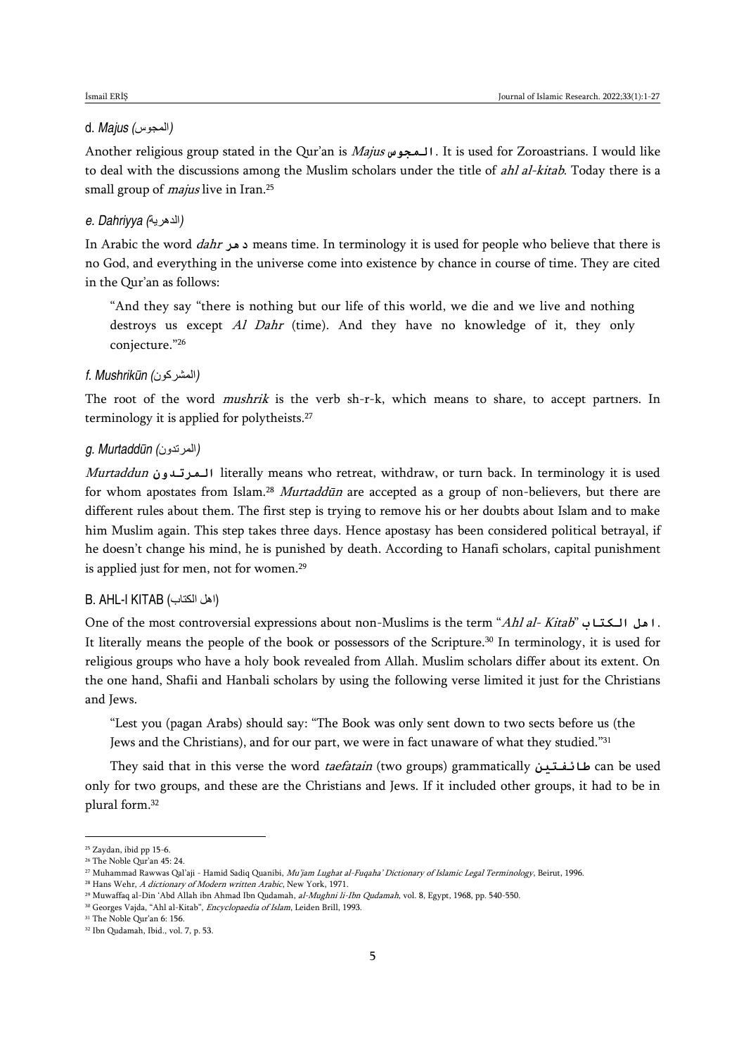### d. *Majus* (المجوس)

Another religious group stated in the Qur'an is *Majus* المجوس. It is used for Zoroastrians. I would like to deal with the discussions among the Muslim scholars under the title of *ahl al-kitab*. Today there is a small group of *majus* live in Iran.[25]

### e. *Dahriyya* (الدهرية)

In Arabic the word *dahr* دهر means time. In terminology it is used for people who believe that there is no God, and everything in the universe come into existence by chance in course of time. They are cited in the Qur'an as follows:

> "And they say "there is nothing but our life of this world, we die and we live and nothing destroys us except *Al Dahr* (time). And they have no knowledge of it, they only conjecture."[26]

### f. *Mushrikūn* (المشركون)

The root of the word *mushrik* is the verb sh-r-k, which means to share, to accept partners. In terminology it is applied for polytheists.[27]

### g. *Murtaddūn* (المرتدون)

*Murtaddun* المرتدون literally means who retreat, withdraw, or turn back. In terminology it is used for whom apostates from Islam.[28] *Murtaddūn* are accepted as a group of non-believers, but there are different rules about them. The first step is trying to remove his or her doubts about Islam and to make him Muslim again. This step takes three days. Hence apostasy has been considered political betrayal, if he doesn't change his mind, he is punished by death. According to Hanafi scholars, capital punishment is applied just for men, not for women.[29]

## B. AHL-I KITAB (اهل الكتاب)

One of the most controversial expressions about non-Muslims is the term "*Ahl al- Kitab*" اهل الكتاب. It literally means the people of the book or possessors of the Scripture.[30] In terminology, it is used for religious groups who have a holy book revealed from Allah. Muslim scholars differ about its extent. On the one hand, Shafii and Hanbali scholars by using the following verse limited it just for the Christians and Jews.

> "Lest you (pagan Arabs) should say: "The Book was only sent down to two sects before us (the Jews and the Christians), and for our part, we were in fact unaware of what they studied."[31]

They said that in this verse the word *taefatain* (two groups) grammatically طائفتين can be used only for two groups, and these are the Christians and Jews. If it included other groups, it had to be in plural form.[32]

---

[25] Zaydan, ibid pp 15-6.

[26] The Noble Qur'an 45: 24.

[27] Muhammad Rawwas Qal'aji - Hamid Sadiq Quanibi, *Mu'jam Lughat al-Fuqaha' Dictionary of Islamic Legal Terminology*, Beirut, 1996.

[28] Hans Wehr, *A dictionary of Modern written Arabic*, New York, 1971.

[29] Muwaffaq al-Din 'Abd Allah ibn Ahmad Ibn Qudamah, *al-Mughni li-Ibn Qudamah*, vol. 8, Egypt, 1968, pp. 540-550.

[30] Georges Vajda, "Ahl al-Kitab", *Encyclopaedia of Islam*, Leiden Brill, 1993.

[31] The Noble Qur'an 6: 156.

[32] Ibn Qudamah, Ibid., vol. 7, p. 53.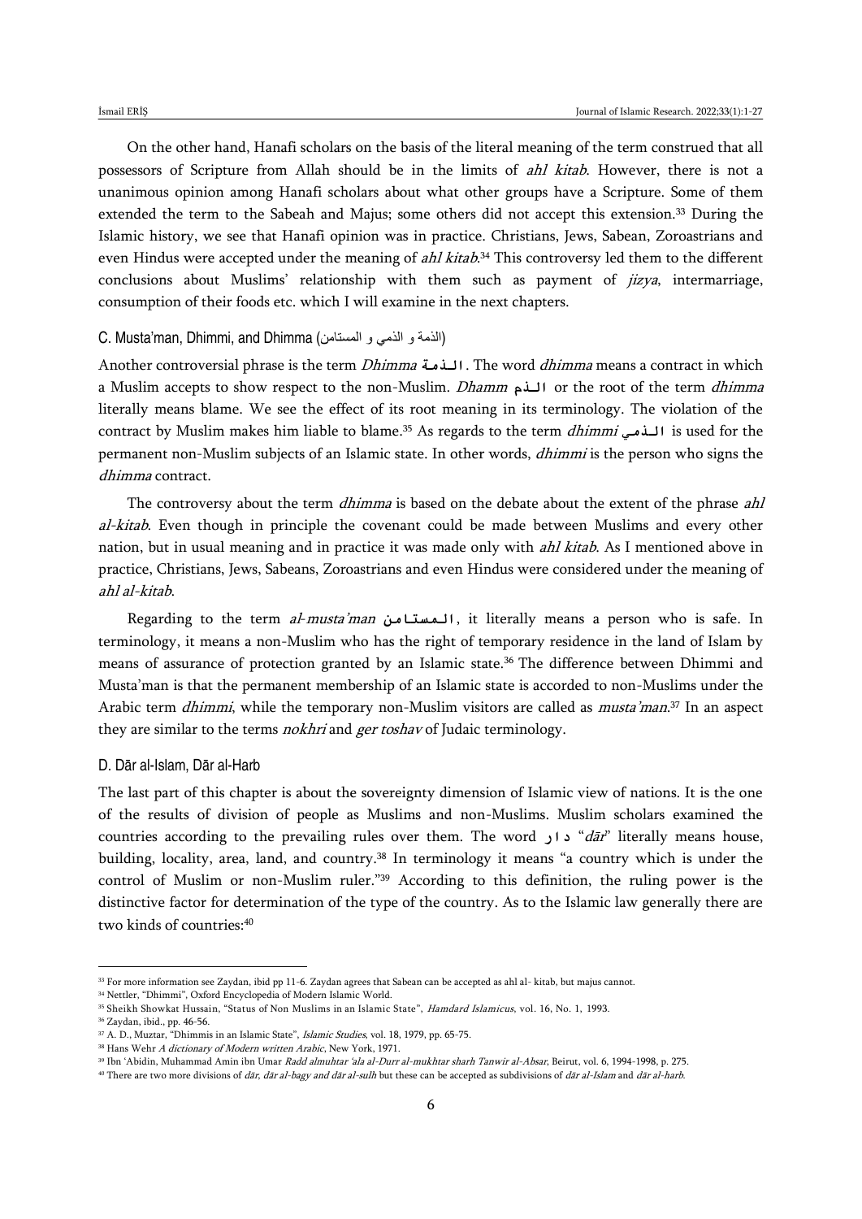On the other hand, Hanafi scholars on the basis of the literal meaning of the term construed that all possessors of Scripture from Allah should be in the limits of *ahl kitab*. However, there is not a unanimous opinion among Hanafi scholars about what other groups have a Scripture. Some of them extended the term to the Sabeah and Majus; some others did not accept this extension.[33] During the Islamic history, we see that Hanafi opinion was in practice. Christians, Jews, Sabean, Zoroastrians and even Hindus were accepted under the meaning of *ahl kitab*.[34] This controversy led them to the different conclusions about Muslims' relationship with them such as payment of *jizya*, intermarriage, consumption of their foods etc. which I will examine in the next chapters.

### C. Musta'man, Dhimmi, and Dhimma (الذمة و الذمي و المستامن)

Another controversial phrase is the term *Dhimma* الذمة. The word *dhimma* means a contract in which a Muslim accepts to show respect to the non-Muslim. *Dhamm* الذم or the root of the term *dhimma* literally means blame. We see the effect of its root meaning in its terminology. The violation of the contract by Muslim makes him liable to blame.[35] As regards to the term *dhimmi* الذمي is used for the permanent non-Muslim subjects of an Islamic state. In other words, *dhimmi* is the person who signs the *dhimma* contract.

The controversy about the term *dhimma* is based on the debate about the extent of the phrase *ahl al-kitab*. Even though in principle the covenant could be made between Muslims and every other nation, but in usual meaning and in practice it was made only with *ahl kitab*. As I mentioned above in practice, Christians, Jews, Sabeans, Zoroastrians and even Hindus were considered under the meaning of *ahl al-kitab*.

Regarding to the term *al-musta'man* المستامن, it literally means a person who is safe. In terminology, it means a non-Muslim who has the right of temporary residence in the land of Islam by means of assurance of protection granted by an Islamic state.[36] The difference between Dhimmi and Musta'man is that the permanent membership of an Islamic state is accorded to non-Muslims under the Arabic term *dhimmi*, while the temporary non-Muslim visitors are called as *musta'man*.[37] In an aspect they are similar to the terms *nokhri* and *ger toshav* of Judaic terminology.

### D. Dār al-Islam, Dār al-Harb

The last part of this chapter is about the sovereignty dimension of Islamic view of nations. It is the one of the results of division of people as Muslims and non-Muslims. Muslim scholars examined the countries according to the prevailing rules over them. The word دار "*dār*" literally means house, building, locality, area, land, and country.[38] In terminology it means "a country which is under the control of Muslim or non-Muslim ruler."[39] According to this definition, the ruling power is the distinctive factor for determination of the type of the country. As to the Islamic law generally there are two kinds of countries:[40]

---

[33] For more information see Zaydan, ibid pp 11-6. Zaydan agrees that Sabean can be accepted as ahl al- kitab, but majus cannot.

[34] Nettler, "Dhimmi", Oxford Encyclopedia of Modern Islamic World.

[35] Sheikh Showkat Hussain, "Status of Non Muslims in an Islamic State", *Hamdard Islamicus*, vol. 16, No. 1, 1993.

[36] Zaydan, ibid., pp. 46-56.

[37] A. D., Muztar, "Dhimmis in an Islamic State", *Islamic Studies*, vol. 18, 1979, pp. 65-75.

[38] Hans Wehr *A dictionary of Modern written Arabic*, New York, 1971.

[39] Ibn 'Abidin, Muhammad Amin ibn Umar *Radd almuhtar 'ala al-Durr al-mukhtar sharh Tanwir al-Absar*, Beirut, vol. 6, 1994-1998, p. 275.

[40] There are two more divisions of *dār*, *dār al-bagy and dār al-sulh* but these can be accepted as subdivisions of *dār al-Islam* and *dār al-harb*.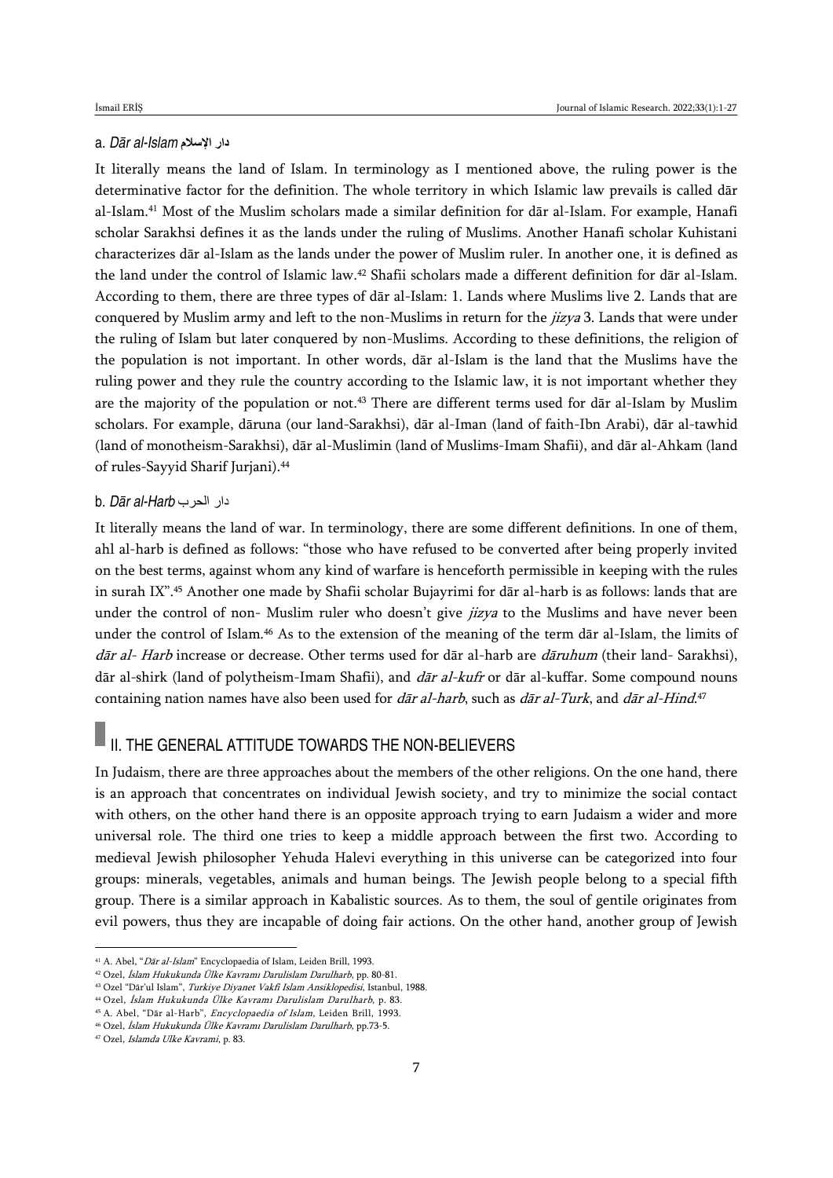### a. *Dār al-Islam* دار الإسلام

It literally means the land of Islam. In terminology as I mentioned above, the ruling power is the determinative factor for the definition. The whole territory in which Islamic law prevails is called dār al-Islam.[41] Most of the Muslim scholars made a similar definition for dār al-Islam. For example, Hanafi scholar Sarakhsi defines it as the lands under the ruling of Muslims. Another Hanafi scholar Kuhistani characterizes dār al-Islam as the lands under the power of Muslim ruler. In another one, it is defined as the land under the control of Islamic law.[42] Shafii scholars made a different definition for dār al-Islam. According to them, there are three types of dār al-Islam: 1. Lands where Muslims live 2. Lands that are conquered by Muslim army and left to the non-Muslims in return for the *jizya* 3. Lands that were under the ruling of Islam but later conquered by non-Muslims. According to these definitions, the religion of the population is not important. In other words, dār al-Islam is the land that the Muslims have the ruling power and they rule the country according to the Islamic law, it is not important whether they are the majority of the population or not.[43] There are different terms used for dār al-Islam by Muslim scholars. For example, dāruna (our land-Sarakhsi), dār al-Iman (land of faith-Ibn Arabi), dār al-tawhid (land of monotheism-Sarakhsi), dār al-Muslimin (land of Muslims-Imam Shafii), and dār al-Ahkam (land of rules-Sayyid Sharif Jurjani).[44]

### b. *Dār al-Harb* دار الحرب

It literally means the land of war. In terminology, there are some different definitions. In one of them, ahl al-harb is defined as follows: "those who have refused to be converted after being properly invited on the best terms, against whom any kind of warfare is henceforth permissible in keeping with the rules in surah IX".[45] Another one made by Shafii scholar Bujayrimi for dār al-harb is as follows: lands that are under the control of non- Muslim ruler who doesn't give *jizya* to the Muslims and have never been under the control of Islam.[46] As to the extension of the meaning of the term dār al-Islam, the limits of *dār al- Harb* increase or decrease. Other terms used for dār al-harb are *dāruhum* (their land- Sarakhsi), dār al-shirk (land of polytheism-Imam Shafii), and *dār al-kufr* or dār al-kuffar. Some compound nouns containing nation names have also been used for *dār al-harb*, such as *dār al-Turk*, and *dār al-Hind*.[47]

## II. THE GENERAL ATTITUDE TOWARDS THE NON-BELIEVERS

In Judaism, there are three approaches about the members of the other religions. On the one hand, there is an approach that concentrates on individual Jewish society, and try to minimize the social contact with others, on the other hand there is an opposite approach trying to earn Judaism a wider and more universal role. The third one tries to keep a middle approach between the first two. According to medieval Jewish philosopher Yehuda Halevi everything in this universe can be categorized into four groups: minerals, vegetables, animals and human beings. The Jewish people belong to a special fifth group. There is a similar approach in Kabalistic sources. As to them, the soul of gentile originates from evil powers, thus they are incapable of doing fair actions. On the other hand, another group of Jewish

---

[41] A. Abel, "*Dār al-Islam*" Encyclopaedia of Islam, Leiden Brill, 1993.

[42] Ozel, *İslam Hukukunda Ülke Kavramı Darulislam Darulharb*, pp. 80-81.

[43] Ozel "Dār'ul Islam", *Turkiye Diyanet Vakfi Islam Ansiklopedisi*, Istanbul, 1988.

[44] Ozel, *İslam Hukukunda Ülke Kavramı Darulislam Darulharb*, p. 83.

[45] A. Abel, "Dār al-Harb", *Encyclopaedia of Islam*, Leiden Brill, 1993.

[46] Ozel, *İslam Hukukunda Ülke Kavramı Darulislam Darulharb*, pp.73-5.

[47] Ozel, *Islamda Ulke Kavrami*, p. 83.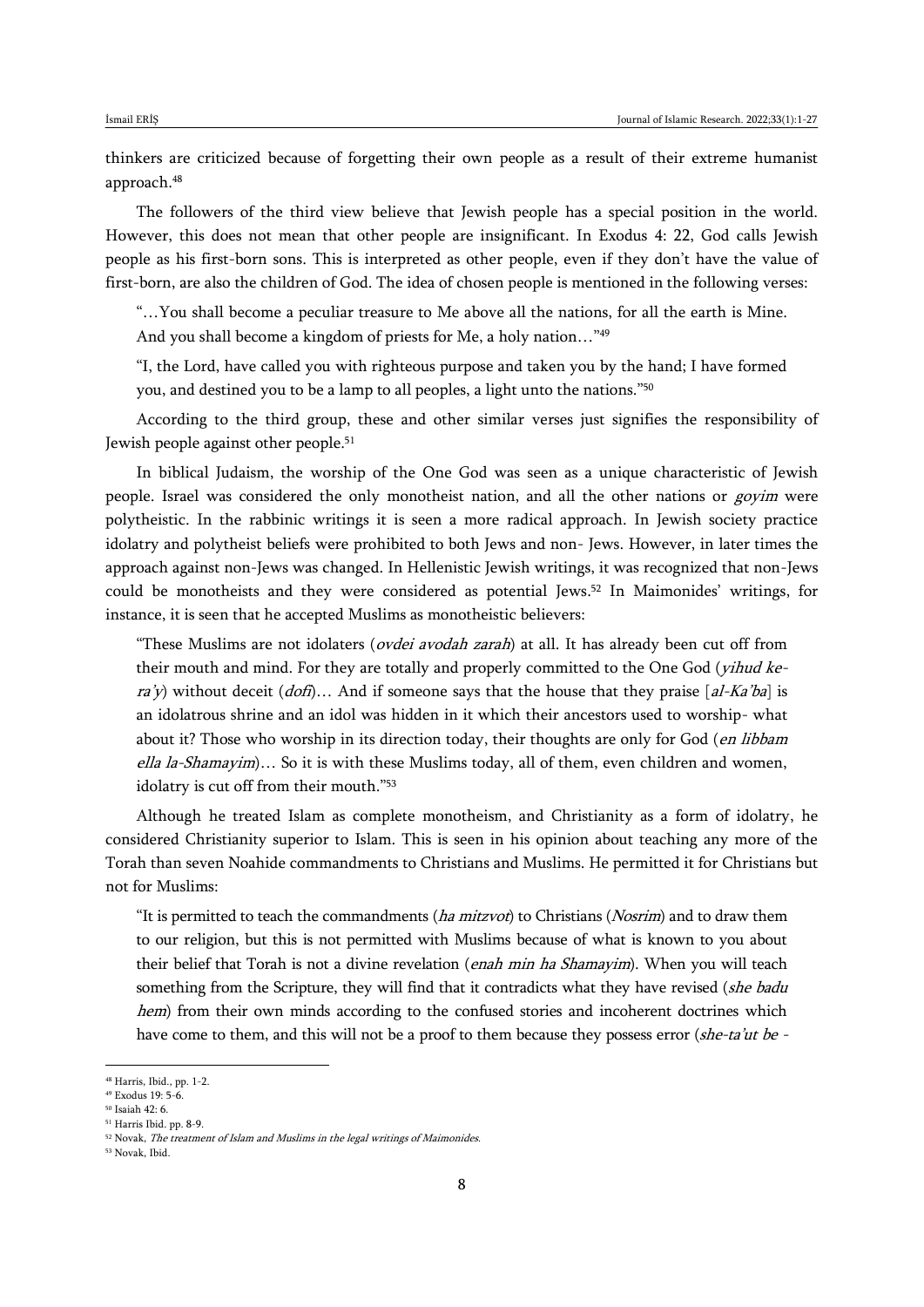thinkers are criticized because of forgetting their own people as a result of their extreme humanist approach.[48]

The followers of the third view believe that Jewish people has a special position in the world. However, this does not mean that other people are insignificant. In Exodus 4: 22, God calls Jewish people as his first-born sons. This is interpreted as other people, even if they don't have the value of first-born, are also the children of God. The idea of chosen people is mentioned in the following verses:

> "…You shall become a peculiar treasure to Me above all the nations, for all the earth is Mine. And you shall become a kingdom of priests for Me, a holy nation…"[49]
>
> "I, the Lord, have called you with righteous purpose and taken you by the hand; I have formed you, and destined you to be a lamp to all peoples, a light unto the nations."[50]

According to the third group, these and other similar verses just signifies the responsibility of Jewish people against other people.[51]

In biblical Judaism, the worship of the One God was seen as a unique characteristic of Jewish people. Israel was considered the only monotheist nation, and all the other nations or *goyim* were polytheistic. In the rabbinic writings it is seen a more radical approach. In Jewish society practice idolatry and polytheist beliefs were prohibited to both Jews and non- Jews. However, in later times the approach against non-Jews was changed. In Hellenistic Jewish writings, it was recognized that non-Jews could be monotheists and they were considered as potential Jews.[52] In Maimonides' writings, for instance, it is seen that he accepted Muslims as monotheistic believers:

> "These Muslims are not idolaters (*ovdei avodah zarah*) at all. It has already been cut off from their mouth and mind. For they are totally and properly committed to the One God (*yihud ke-ra'y*) without deceit (*dofi*)… And if someone says that the house that they praise [*al-Ka'ba*] is an idolatrous shrine and an idol was hidden in it which their ancestors used to worship- what about it? Those who worship in its direction today, their thoughts are only for God (*en libbam ella la-Shamayim*)… So it is with these Muslims today, all of them, even children and women, idolatry is cut off from their mouth."[53]

Although he treated Islam as complete monotheism, and Christianity as a form of idolatry, he considered Christianity superior to Islam. This is seen in his opinion about teaching any more of the Torah than seven Noahide commandments to Christians and Muslims. He permitted it for Christians but not for Muslims:

> "It is permitted to teach the commandments (*ha mitzvot*) to Christians (*Nosrim*) and to draw them to our religion, but this is not permitted with Muslims because of what is known to you about their belief that Torah is not a divine revelation (*enah min ha Shamayim*). When you will teach something from the Scripture, they will find that it contradicts what they have revised (*she badu hem*) from their own minds according to the confused stories and incoherent doctrines which have come to them, and this will not be a proof to them because they possess error (*she-ta'ut be* -

---

[48] Harris, Ibid., pp. 1-2.

[49] Exodus 19: 5-6.

[50] Isaiah 42: 6.

[51] Harris Ibid. pp. 8-9.

[52] Novak, *The treatment of Islam and Muslims in the legal writings of Maimonides*.

[53] Novak, Ibid.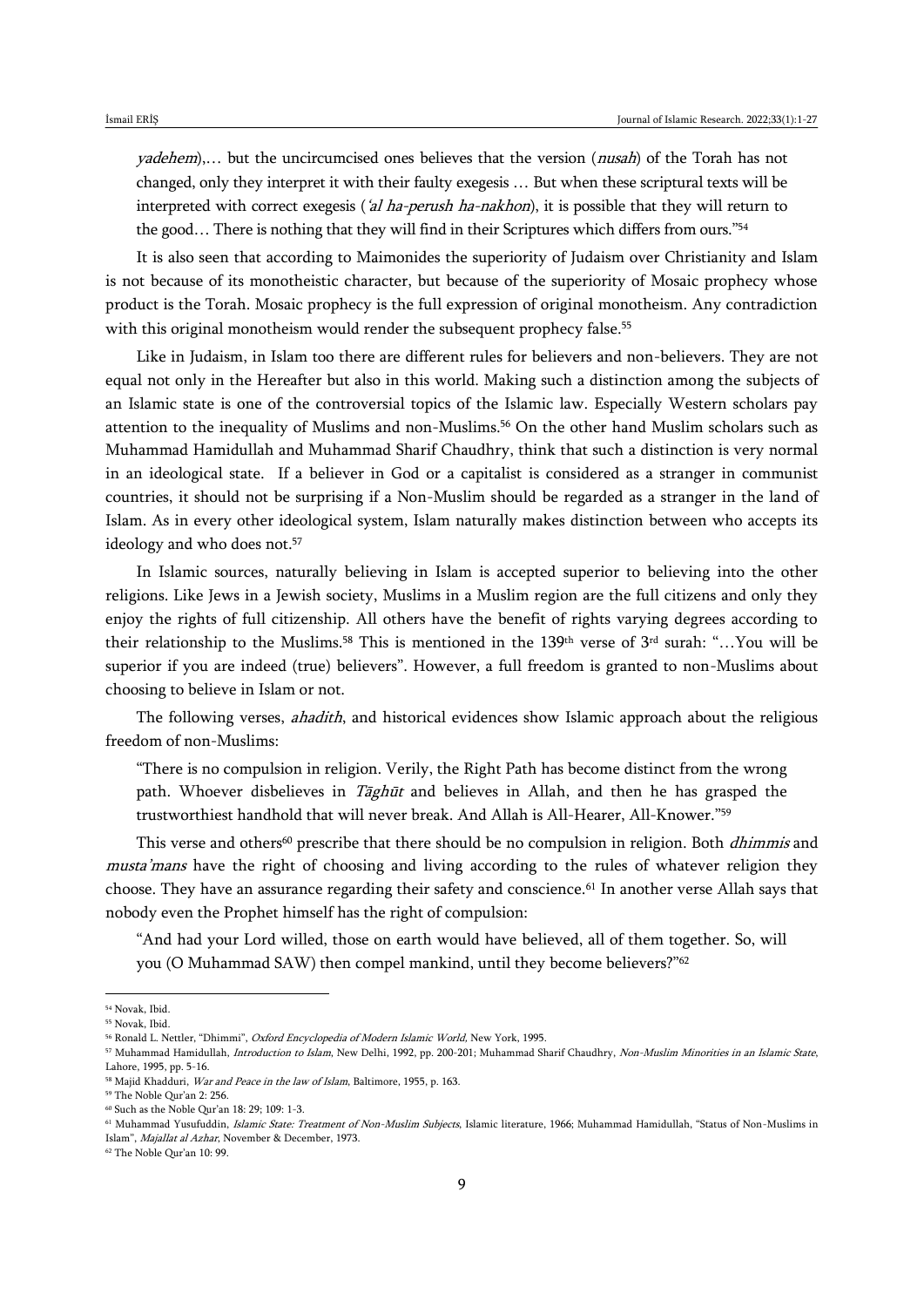*yadehem*),… but the uncircumcised ones believes that the version (*nusah*) of the Torah has not changed, only they interpret it with their faulty exegesis … But when these scriptural texts will be interpreted with correct exegesis (*'al ha-perush ha-nakhon*), it is possible that they will return to the good… There is nothing that they will find in their Scriptures which differs from ours."[54]

It is also seen that according to Maimonides the superiority of Judaism over Christianity and Islam is not because of its monotheistic character, but because of the superiority of Mosaic prophecy whose product is the Torah. Mosaic prophecy is the full expression of original monotheism. Any contradiction with this original monotheism would render the subsequent prophecy false.[55]

Like in Judaism, in Islam too there are different rules for believers and non-believers. They are not equal not only in the Hereafter but also in this world. Making such a distinction among the subjects of an Islamic state is one of the controversial topics of the Islamic law. Especially Western scholars pay attention to the inequality of Muslims and non-Muslims.[56] On the other hand Muslim scholars such as Muhammad Hamidullah and Muhammad Sharif Chaudhry, think that such a distinction is very normal in an ideological state. If a believer in God or a capitalist is considered as a stranger in communist countries, it should not be surprising if a Non-Muslim should be regarded as a stranger in the land of Islam. As in every other ideological system, Islam naturally makes distinction between who accepts its ideology and who does not.[57]

In Islamic sources, naturally believing in Islam is accepted superior to believing into the other religions. Like Jews in a Jewish society, Muslims in a Muslim region are the full citizens and only they enjoy the rights of full citizenship. All others have the benefit of rights varying degrees according to their relationship to the Muslims.[58] This is mentioned in the 139th verse of 3rd surah: "…You will be superior if you are indeed (true) believers". However, a full freedom is granted to non-Muslims about choosing to believe in Islam or not.

The following verses, *ahadith*, and historical evidences show Islamic approach about the religious freedom of non-Muslims:

> "There is no compulsion in religion. Verily, the Right Path has become distinct from the wrong path. Whoever disbelieves in *Tāghūt* and believes in Allah, and then he has grasped the trustworthiest handhold that will never break. And Allah is All-Hearer, All-Knower."[59]

This verse and others[60] prescribe that there should be no compulsion in religion. Both *dhimmis* and *musta'mans* have the right of choosing and living according to the rules of whatever religion they choose. They have an assurance regarding their safety and conscience.[61] In another verse Allah says that nobody even the Prophet himself has the right of compulsion:

> "And had your Lord willed, those on earth would have believed, all of them together. So, will you (O Muhammad SAW) then compel mankind, until they become believers?"[62]

---

[54] Novak, Ibid.

[55] Novak, Ibid.

[56] Ronald L. Nettler, "Dhimmi", *Oxford Encyclopedia of Modern Islamic World*, New York, 1995.

[57] Muhammad Hamidullah, *Introduction to Islam*, New Delhi, 1992, pp. 200-201; Muhammad Sharif Chaudhry, *Non-Muslim Minorities in an Islamic State*, Lahore, 1995, pp. 5-16.

[58] Majid Khadduri, *War and Peace in the law of Islam*, Baltimore, 1955, p. 163.

[59] The Noble Qur'an 2: 256.

[60] Such as the Noble Qur'an 18: 29; 109: 1-3.

[61] Muhammad Yusufuddin, *Islamic State: Treatment of Non-Muslim Subjects*, Islamic literature, 1966; Muhammad Hamidullah, "Status of Non-Muslims in Islam", *Majallat al Azhar*, November & December, 1973.

[62] The Noble Qur'an 10: 99.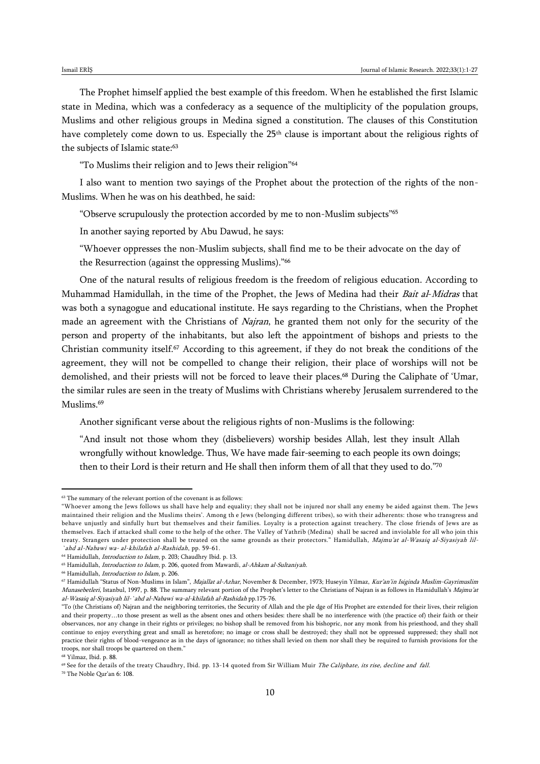The Prophet himself applied the best example of this freedom. When he established the first Islamic state in Medina, which was a confederacy as a sequence of the multiplicity of the population groups, Muslims and other religious groups in Medina signed a constitution. The clauses of this Constitution have completely come down to us. Especially the 25th clause is important about the religious rights of the subjects of Islamic state:[63]

"To Muslims their religion and to Jews their religion"[64]

I also want to mention two sayings of the Prophet about the protection of the rights of the non-Muslims. When he was on his deathbed, he said:

"Observe scrupulously the protection accorded by me to non-Muslim subjects"[65]

In another saying reported by Abu Dawud, he says:

"Whoever oppresses the non-Muslim subjects, shall find me to be their advocate on the day of the Resurrection (against the oppressing Muslims)."[66]

One of the natural results of religious freedom is the freedom of religious education. According to Muhammad Hamidullah, in the time of the Prophet, the Jews of Medina had their *Bait al-Midras* that was both a synagogue and educational institute. He says regarding to the Christians, when the Prophet made an agreement with the Christians of *Najran*, he granted them not only for the security of the person and property of the inhabitants, but also left the appointment of bishops and priests to the Christian community itself.[67] According to this agreement, if they do not break the conditions of the agreement, they will not be compelled to change their religion, their place of worships will not be demolished, and their priests will not be forced to leave their places.[68] During the Caliphate of 'Umar, the similar rules are seen in the treaty of Muslims with Christians whereby Jerusalem surrendered to the Muslims.[69]

Another significant verse about the religious rights of non-Muslims is the following:

"And insult not those whom they (disbelievers) worship besides Allah, lest they insult Allah wrongfully without knowledge. Thus, We have made fair-seeming to each people its own doings; then to their Lord is their return and He shall then inform them of all that they used to do."[70]

---

[63] The summary of the relevant portion of the covenant is as follows:

"Whoever among the Jews follows us shall have help and equality; they shall not be injured nor shall any enemy be aided against them. The Jews maintained their religion and the Muslims theirs'. Among th e Jews (belonging different tribes), so with their adherents: those who transgress and behave unjustly and sinfully hurt but themselves and their families. Loyalty is a protection against treachery. The close friends of Jews are as themselves. Each if attacked shall come to the help of the other. The Valley of Yathrib (Medina) shall be sacred and inviolable for all who join this treaty. Strangers under protection shall be treated on the same grounds as their protectors." Hamidullah, *Majmu'at al-Wasaiq al-Siyasiyah lil-`ahd al-Nabawi wa- al-khilafah al-Rashidah*, pp. 59-61.

[64] Hamidullah, *Introduction to Islam*, p. 203; Chaudhry Ibid. p. 13.

[65] Hamidullah, *Introduction to Islam*, p. 206, quoted from Mawardi, *al-Ahkam al-Sultaniyah*.

[66] Hamidullah, *Introduction to Islam*, p. 206.

[67] Hamidullah "Status of Non-Muslims in Islam", *Majallat al-Azhar*, November & December, 1973; Huseyin Yilmaz, *Kur'an'in Isiginda Muslim-Gayrimuslim Munasebetleri*, Istanbul, 1997, p. 88. The summary relevant portion of the Prophet's letter to the Christians of Najran is as follows in Hamidullah's *Majmu'at al-Wasaiq al-Siyasiyah lil-`ahd al-Nabawi wa-al-khilafah al-Rashidah* pp.175-76.

"To (the Christians of) Najran and the neighboring territories, the Security of Allah and the ple dge of His Prophet are extended for their lives, their religion and their property…to those present as well as the absent ones and others besides: there shall be no interference with (the practice of) their faith or their observances, nor any change in their rights or privileges; no bishop shall be removed from his bishopric, nor any monk from his priesthood, and they shall continue to enjoy everything great and small as heretofore; no image or cross shall be destroyed; they shall not be oppressed suppressed; they shall not practice their rights of blood-vengeance as in the days of ignorance; no tithes shall levied on them nor shall they be required to furnish provisions for the troops, nor shall troops be quartered on them."

[68] Yilmaz, Ibid. p. 88.

[69] See for the details of the treaty Chaudhry, Ibid. pp. 13-14 quoted from Sir William Muir *The Caliphate, its rise, decline and fall*.

[70] The Noble Qur'an 6: 108.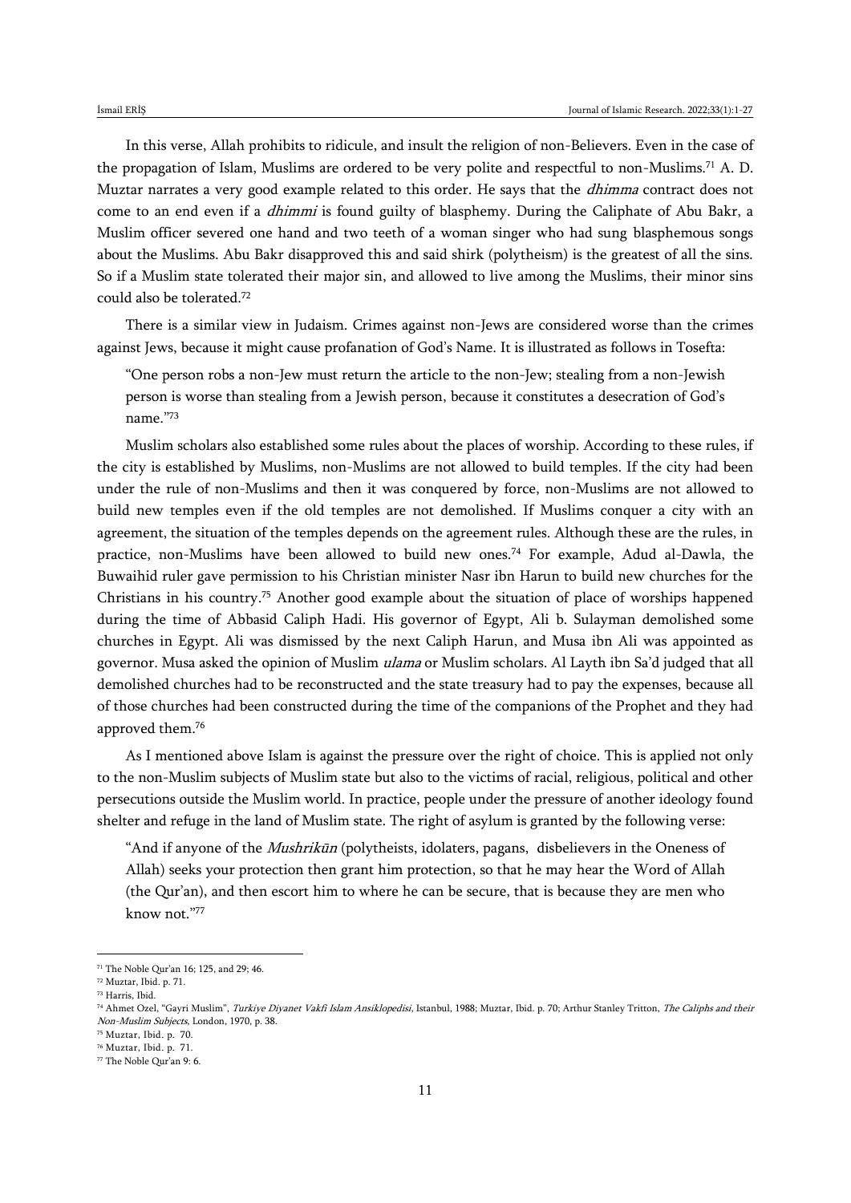In this verse, Allah prohibits to ridicule, and insult the religion of non-Believers. Even in the case of the propagation of Islam, Muslims are ordered to be very polite and respectful to non-Muslims.[71] A. D. Muztar narrates a very good example related to this order. He says that the *dhimma* contract does not come to an end even if a *dhimmi* is found guilty of blasphemy. During the Caliphate of Abu Bakr, a Muslim officer severed one hand and two teeth of a woman singer who had sung blasphemous songs about the Muslims. Abu Bakr disapproved this and said shirk (polytheism) is the greatest of all the sins. So if a Muslim state tolerated their major sin, and allowed to live among the Muslims, their minor sins could also be tolerated.[72]

There is a similar view in Judaism. Crimes against non-Jews are considered worse than the crimes against Jews, because it might cause profanation of God's Name. It is illustrated as follows in Tosefta:

> "One person robs a non-Jew must return the article to the non-Jew; stealing from a non-Jewish person is worse than stealing from a Jewish person, because it constitutes a desecration of God's name."[73]

Muslim scholars also established some rules about the places of worship. According to these rules, if the city is established by Muslims, non-Muslims are not allowed to build temples. If the city had been under the rule of non-Muslims and then it was conquered by force, non-Muslims are not allowed to build new temples even if the old temples are not demolished. If Muslims conquer a city with an agreement, the situation of the temples depends on the agreement rules. Although these are the rules, in practice, non-Muslims have been allowed to build new ones.[74] For example, Adud al-Dawla, the Buwaihid ruler gave permission to his Christian minister Nasr ibn Harun to build new churches for the Christians in his country.[75] Another good example about the situation of place of worships happened during the time of Abbasid Caliph Hadi. His governor of Egypt, Ali b. Sulayman demolished some churches in Egypt. Ali was dismissed by the next Caliph Harun, and Musa ibn Ali was appointed as governor. Musa asked the opinion of Muslim *ulama* or Muslim scholars. Al Layth ibn Sa'd judged that all demolished churches had to be reconstructed and the state treasury had to pay the expenses, because all of those churches had been constructed during the time of the companions of the Prophet and they had approved them.[76]

As I mentioned above Islam is against the pressure over the right of choice. This is applied not only to the non-Muslim subjects of Muslim state but also to the victims of racial, religious, political and other persecutions outside the Muslim world. In practice, people under the pressure of another ideology found shelter and refuge in the land of Muslim state. The right of asylum is granted by the following verse:

> "And if anyone of the *Mushrikūn* (polytheists, idolaters, pagans, disbelievers in the Oneness of Allah) seeks your protection then grant him protection, so that he may hear the Word of Allah (the Qur'an), and then escort him to where he can be secure, that is because they are men who know not."[77]

---

[71] The Noble Qur'an 16; 125, and 29; 46.

[72] Muztar, Ibid. p. 71.

[73] Harris, Ibid.

[74] Ahmet Ozel, "Gayri Muslim", *Turkiye Diyanet Vakfi Islam Ansiklopedisi*, Istanbul, 1988; Muztar, Ibid. p. 70; Arthur Stanley Tritton, *The Caliphs and their Non-Muslim Subjects*, London, 1970, p. 38.

[75] Muztar, Ibid. p. 70.

[76] Muztar, Ibid. p. 71.

[77] The Noble Qur'an 9: 6.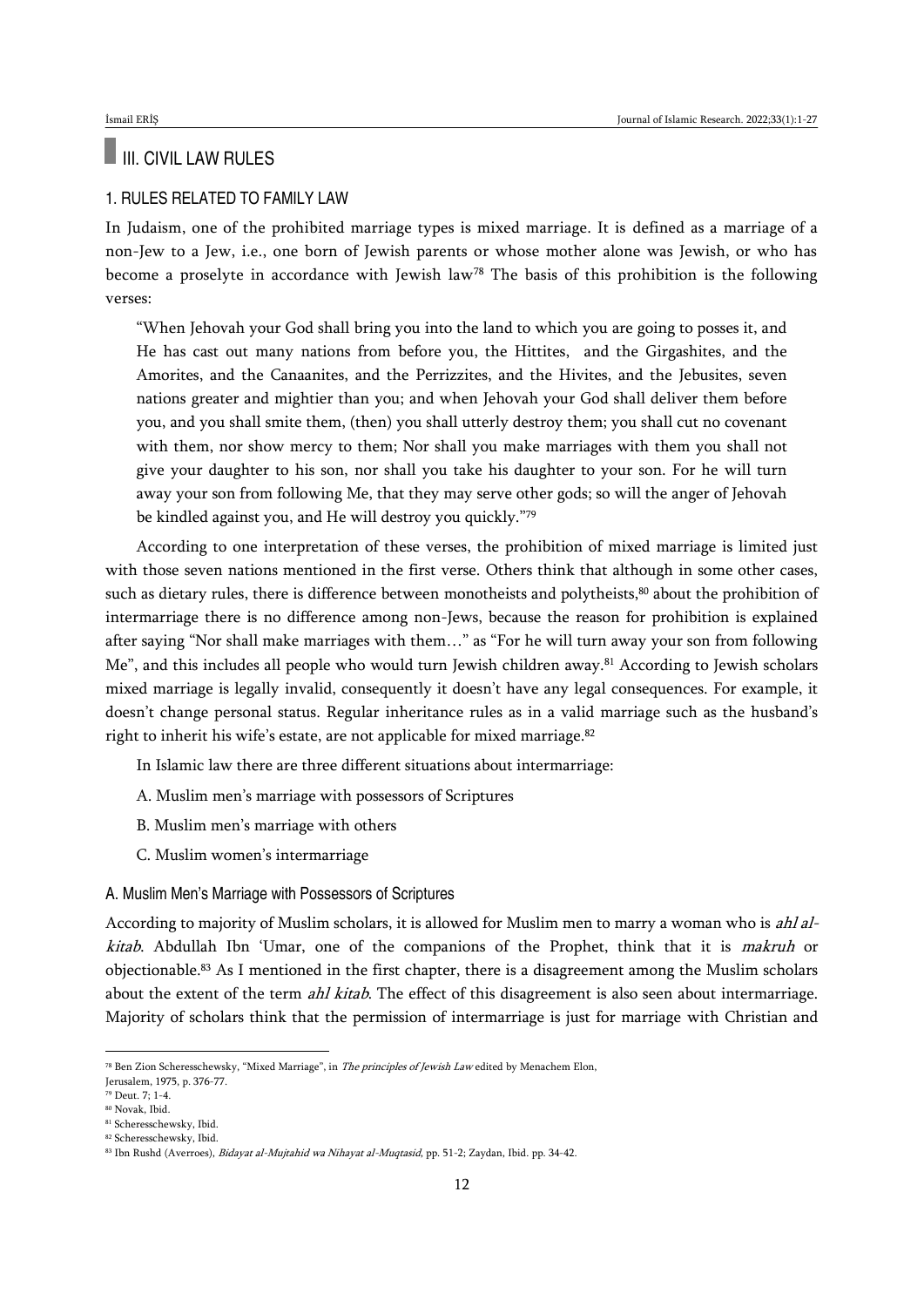## III. CIVIL LAW RULES

### 1. RULES RELATED TO FAMILY LAW

In Judaism, one of the prohibited marriage types is mixed marriage. It is defined as a marriage of a non-Jew to a Jew, i.e., one born of Jewish parents or whose mother alone was Jewish, or who has become a proselyte in accordance with Jewish law[78] The basis of this prohibition is the following verses:

> "When Jehovah your God shall bring you into the land to which you are going to posses it, and He has cast out many nations from before you, the Hittites, and the Girgashites, and the Amorites, and the Canaanites, and the Perrizzites, and the Hivites, and the Jebusites, seven nations greater and mightier than you; and when Jehovah your God shall deliver them before you, and you shall smite them, (then) you shall utterly destroy them; you shall cut no covenant with them, nor show mercy to them; Nor shall you make marriages with them you shall not give your daughter to his son, nor shall you take his daughter to your son. For he will turn away your son from following Me, that they may serve other gods; so will the anger of Jehovah be kindled against you, and He will destroy you quickly."[79]

According to one interpretation of these verses, the prohibition of mixed marriage is limited just with those seven nations mentioned in the first verse. Others think that although in some other cases, such as dietary rules, there is difference between monotheists and polytheists,[80] about the prohibition of intermarriage there is no difference among non-Jews, because the reason for prohibition is explained after saying "Nor shall make marriages with them…" as "For he will turn away your son from following Me", and this includes all people who would turn Jewish children away.[81] According to Jewish scholars mixed marriage is legally invalid, consequently it doesn't have any legal consequences. For example, it doesn't change personal status. Regular inheritance rules as in a valid marriage such as the husband's right to inherit his wife's estate, are not applicable for mixed marriage.[82]

In Islamic law there are three different situations about intermarriage:

A. Muslim men's marriage with possessors of Scriptures

B. Muslim men's marriage with others

C. Muslim women's intermarriage

#### A. Muslim Men's Marriage with Possessors of Scriptures

According to majority of Muslim scholars, it is allowed for Muslim men to marry a woman who is *ahl al-kitab*. Abdullah Ibn 'Umar, one of the companions of the Prophet, think that it is *makruh* or objectionable.[83] As I mentioned in the first chapter, there is a disagreement among the Muslim scholars about the extent of the term *ahl kitab*. The effect of this disagreement is also seen about intermarriage. Majority of scholars think that the permission of intermarriage is just for marriage with Christian and

---

[78] Ben Zion Scheresschewsky, "Mixed Marriage", in *The principles of Jewish Law* edited by Menachem Elon, Jerusalem, 1975, p. 376-77.

[79] Deut. 7; 1-4.

[80] Novak, Ibid.

[81] Scheresschewsky, Ibid.

[82] Scheresschewsky, Ibid.

[83] Ibn Rushd (Averroes), *Bidayat al-Mujtahid wa Nihayat al-Muqtasid*, pp. 51-2; Zaydan, Ibid. pp. 34-42.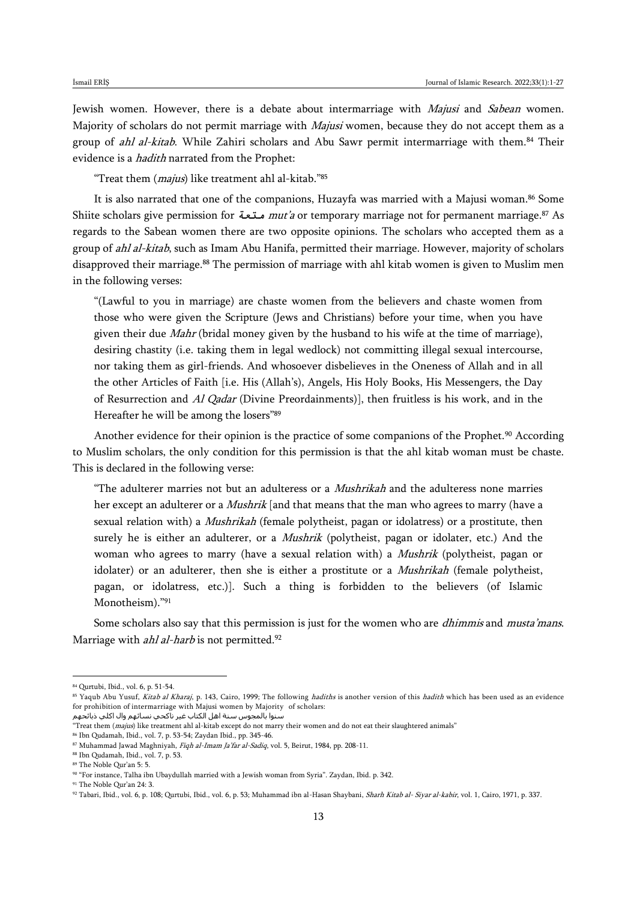Jewish women. However, there is a debate about intermarriage with *Majusi* and *Sabean* women. Majority of scholars do not permit marriage with *Majusi* women, because they do not accept them as a group of *ahl al-kitab*. While Zahiri scholars and Abu Sawr permit intermarriage with them.[84] Their evidence is a *hadith* narrated from the Prophet:

"Treat them (*majus*) like treatment ahl al-kitab."[85]

It is also narrated that one of the companions, Huzayfa was married with a Majusi woman.[86] Some Shiite scholars give permission for متعة *mut'a* or temporary marriage not for permanent marriage.[87] As regards to the Sabean women there are two opposite opinions. The scholars who accepted them as a group of *ahl al-kitab*, such as Imam Abu Hanifa, permitted their marriage. However, majority of scholars disapproved their marriage.[88] The permission of marriage with ahl kitab women is given to Muslim men in the following verses:

> "(Lawful to you in marriage) are chaste women from the believers and chaste women from those who were given the Scripture (Jews and Christians) before your time, when you have given their due *Mahr* (bridal money given by the husband to his wife at the time of marriage), desiring chastity (i.e. taking them in legal wedlock) not committing illegal sexual intercourse, nor taking them as girl-friends. And whosoever disbelieves in the Oneness of Allah and in all the other Articles of Faith [i.e. His (Allah's), Angels, His Holy Books, His Messengers, the Day of Resurrection and *Al Qadar* (Divine Preordainments)], then fruitless is his work, and in the Hereafter he will be among the losers"[89]

Another evidence for their opinion is the practice of some companions of the Prophet.[90] According to Muslim scholars, the only condition for this permission is that the ahl kitab woman must be chaste. This is declared in the following verse:

> "The adulterer marries not but an adulteress or a *Mushrikah* and the adulteress none marries her except an adulterer or a *Mushrik* [and that means that the man who agrees to marry (have a sexual relation with) a *Mushrikah* (female polytheist, pagan or idolatress) or a prostitute, then surely he is either an adulterer, or a *Mushrik* (polytheist, pagan or idolater, etc.) And the woman who agrees to marry (have a sexual relation with) a *Mushrik* (polytheist, pagan or idolater) or an adulterer, then she is either a prostitute or a *Mushrikah* (female polytheist, pagan, or idolatress, etc.)]. Such a thing is forbidden to the believers (of Islamic Monotheism)."[91]

Some scholars also say that this permission is just for the women who are *dhimmis* and *musta'mans*. Marriage with *ahl al-harb* is not permitted.[92]

---

[84] Qurtubi, Ibid., vol. 6, p. 51-54.

[85] Yaqub Abu Yusuf, *Kitab al Kharaj*, p. 143, Cairo, 1999; The following *hadiths* is another version of this *hadith* which has been used as an evidence for prohibition of intermarriage with Majusi women by Majority of scholars:

سنوا بالمجوس سنة اهل الكتاب غير ناكحي نسائهم وال اكلي ذبائحهم

"Treat them (*majus*) like treatment ahl al-kitab except do not marry their women and do not eat their slaughtered animals"

[86] Ibn Qudamah, Ibid., vol. 7, p. 53-54; Zaydan Ibid., pp. 345-46.

[87] Muhammad Jawad Maghniyah, *Fiqh al-Imam Ja'far al-Sadiq*, vol. 5, Beirut, 1984, pp. 208-11.

[88] Ibn Qudamah, Ibid., vol. 7, p. 53.

[89] The Noble Qur'an 5: 5.

[90] "For instance, Talha ibn Ubaydullah married with a Jewish woman from Syria". Zaydan, Ibid. p. 342.

[91] The Noble Qur'an 24: 3.

[92] Tabari, Ibid., vol. 6, p. 108; Qurtubi, Ibid., vol. 6, p. 53; Muhammad ibn al-Hasan Shaybani, *Sharh Kitab al- Siyar al-kabir*, vol. 1, Cairo, 1971, p. 337.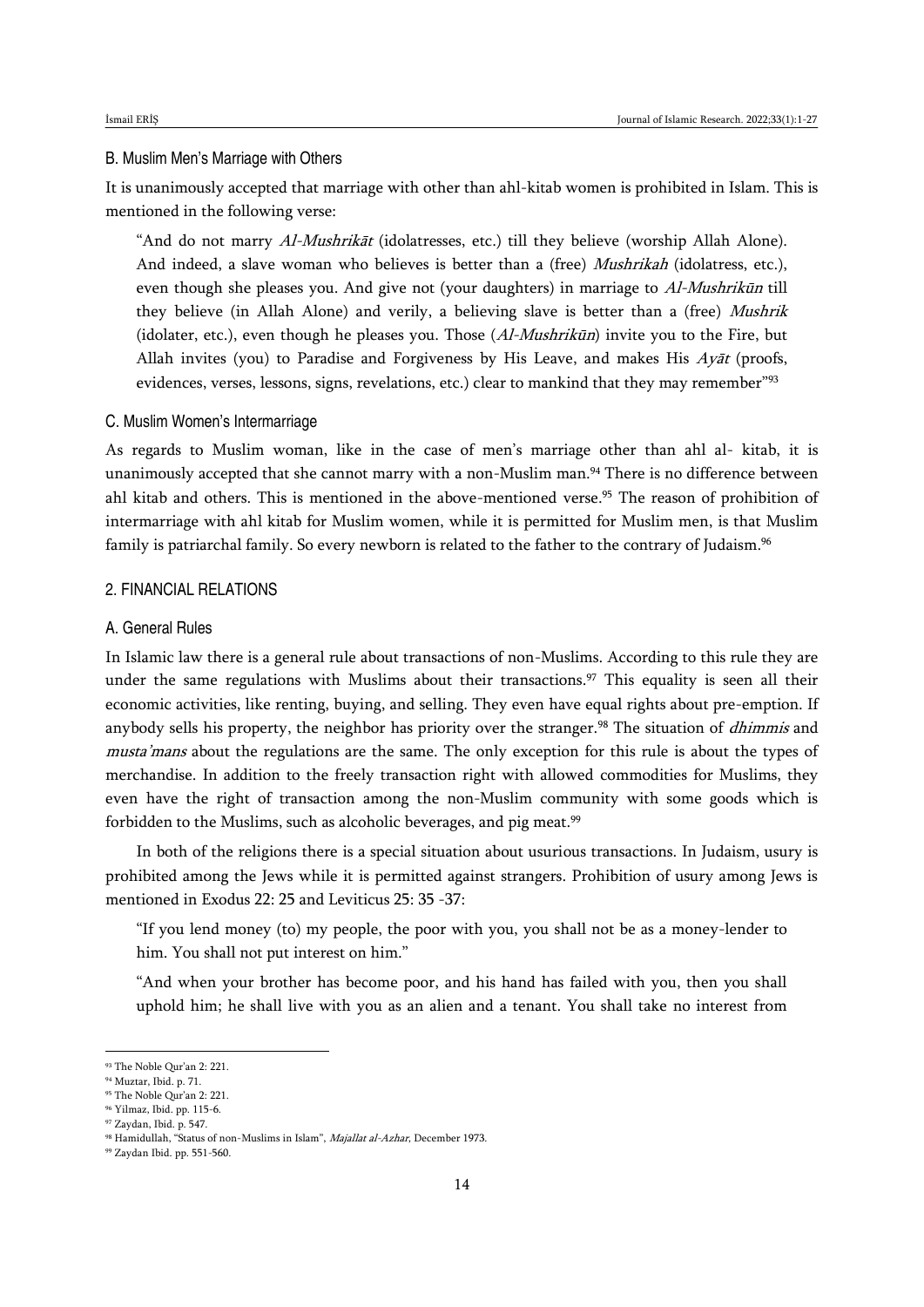### B. Muslim Men's Marriage with Others

It is unanimously accepted that marriage with other than ahl-kitab women is prohibited in Islam. This is mentioned in the following verse:

> "And do not marry *Al-Mushrikāt* (idolatresses, etc.) till they believe (worship Allah Alone). And indeed, a slave woman who believes is better than a (free) *Mushrikah* (idolatress, etc.), even though she pleases you. And give not (your daughters) in marriage to *Al-Mushrikūn* till they believe (in Allah Alone) and verily, a believing slave is better than a (free) *Mushrik* (idolater, etc.), even though he pleases you. Those (*Al-Mushrikūn*) invite you to the Fire, but Allah invites (you) to Paradise and Forgiveness by His Leave, and makes His *Ayāt* (proofs, evidences, verses, lessons, signs, revelations, etc.) clear to mankind that they may remember"[93]

### C. Muslim Women's Intermarriage

As regards to Muslim woman, like in the case of men's marriage other than ahl al- kitab, it is unanimously accepted that she cannot marry with a non-Muslim man.[94] There is no difference between ahl kitab and others. This is mentioned in the above-mentioned verse.[95] The reason of prohibition of intermarriage with ahl kitab for Muslim women, while it is permitted for Muslim men, is that Muslim family is patriarchal family. So every newborn is related to the father to the contrary of Judaism.[96]

## 2. FINANCIAL RELATIONS

### A. General Rules

In Islamic law there is a general rule about transactions of non-Muslims. According to this rule they are under the same regulations with Muslims about their transactions.[97] This equality is seen all their economic activities, like renting, buying, and selling. They even have equal rights about pre-emption. If anybody sells his property, the neighbor has priority over the stranger.[98] The situation of *dhimmis* and *musta'mans* about the regulations are the same. The only exception for this rule is about the types of merchandise. In addition to the freely transaction right with allowed commodities for Muslims, they even have the right of transaction among the non-Muslim community with some goods which is forbidden to the Muslims, such as alcoholic beverages, and pig meat.[99]

In both of the religions there is a special situation about usurious transactions. In Judaism, usury is prohibited among the Jews while it is permitted against strangers. Prohibition of usury among Jews is mentioned in Exodus 22: 25 and Leviticus 25: 35 -37:

> "If you lend money (to) my people, the poor with you, you shall not be as a money-lender to him. You shall not put interest on him."
>
> "And when your brother has become poor, and his hand has failed with you, then you shall uphold him; he shall live with you as an alien and a tenant. You shall take no interest from

---

[93] The Noble Qur'an 2: 221.

[94] Muztar, Ibid. p. 71.

[95] The Noble Qur'an 2: 221.

[96] Yilmaz, Ibid. pp. 115-6.

[97] Zaydan, Ibid. p. 547.

[98] Hamidullah, "Status of non-Muslims in Islam", *Majallat al-Azhar*, December 1973.

[99] Zaydan Ibid. pp. 551-560.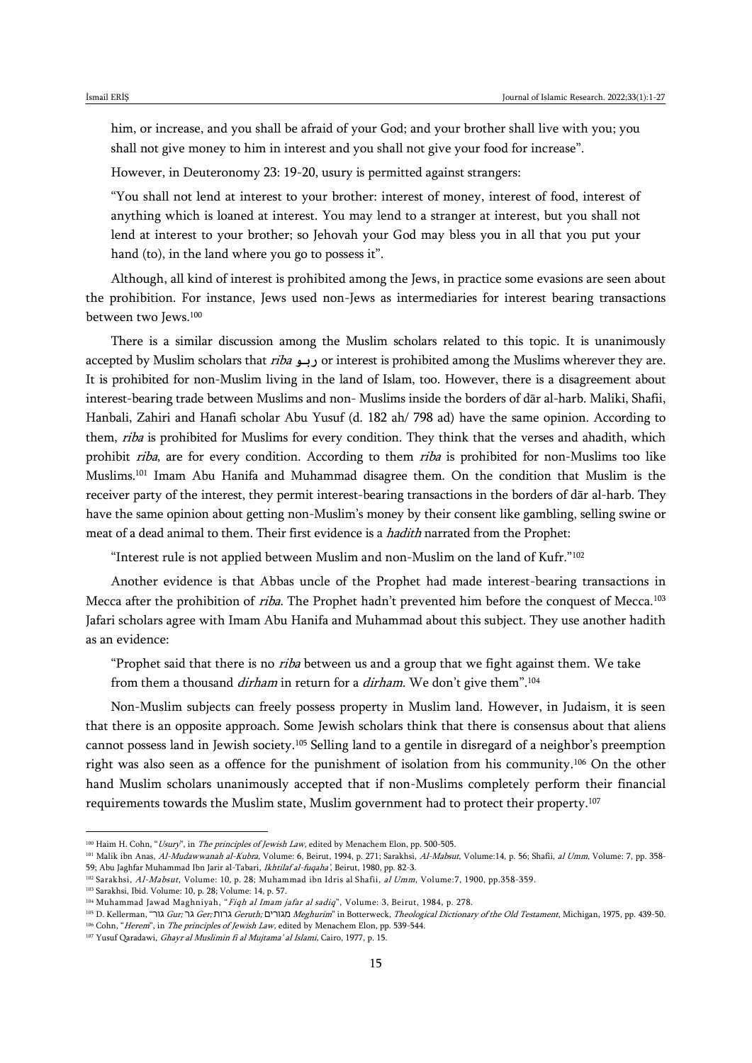him, or increase, and you shall be afraid of your God; and your brother shall live with you; you shall not give money to him in interest and you shall not give your food for increase".

However, in Deuteronomy 23: 19-20, usury is permitted against strangers:

"You shall not lend at interest to your brother: interest of money, interest of food, interest of anything which is loaned at interest. You may lend to a stranger at interest, but you shall not lend at interest to your brother; so Jehovah your God may bless you in all that you put your hand (to), in the land where you go to possess it".

Although, all kind of interest is prohibited among the Jews, in practice some evasions are seen about the prohibition. For instance, Jews used non-Jews as intermediaries for interest bearing transactions between two Jews.[100]

There is a similar discussion among the Muslim scholars related to this topic. It is unanimously accepted by Muslim scholars that *riba* ربـو or interest is prohibited among the Muslims wherever they are. It is prohibited for non-Muslim living in the land of Islam, too. However, there is a disagreement about interest-bearing trade between Muslims and non- Muslims inside the borders of dār al-harb. Maliki, Shafii, Hanbali, Zahiri and Hanafi scholar Abu Yusuf (d. 182 ah/ 798 ad) have the same opinion. According to them, *riba* is prohibited for Muslims for every condition. They think that the verses and ahadith, which prohibit *riba*, are for every condition. According to them *riba* is prohibited for non-Muslims too like Muslims.[101] Imam Abu Hanifa and Muhammad disagree them. On the condition that Muslim is the receiver party of the interest, they permit interest-bearing transactions in the borders of dār al-harb. They have the same opinion about getting non-Muslim's money by their consent like gambling, selling swine or meat of a dead animal to them. Their first evidence is a *hadith* narrated from the Prophet:

"Interest rule is not applied between Muslim and non-Muslim on the land of Kufr."[102]

Another evidence is that Abbas uncle of the Prophet had made interest-bearing transactions in Mecca after the prohibition of *riba*. The Prophet hadn't prevented him before the conquest of Mecca.[103] Jafari scholars agree with Imam Abu Hanifa and Muhammad about this subject. They use another hadith as an evidence:

"Prophet said that there is no *riba* between us and a group that we fight against them. We take from them a thousand *dirham* in return for a *dirham*. We don't give them".[104]

Non-Muslim subjects can freely possess property in Muslim land. However, in Judaism, it is seen that there is an opposite approach. Some Jewish scholars think that there is consensus about that aliens cannot possess land in Jewish society.[105] Selling land to a gentile in disregard of a neighbor's preemption right was also seen as a offence for the punishment of isolation from his community.[106] On the other hand Muslim scholars unanimously accepted that if non-Muslims completely perform their financial requirements towards the Muslim state, Muslim government had to protect their property.[107]

---

[100] Haim H. Cohn, "*Usury*", in *The principles of Jewish Law*, edited by Menachem Elon, pp. 500-505.

[101] Malik ibn Anas, *Al-Mudawwanah al-Kubra*, Volume: 6, Beirut, 1994, p. 271; Sarakhsi, *Al-Mabsut*, Volume:14, p. 56; Shafii, *al Umm*, Volume: 7, pp. 358-59; Abu Jaghfar Muhammad Ibn Jarir al-Tabari, *Ikhtilaf al-fuqaha'*, Beirut, 1980, pp. 82-3.

[102] Sarakhsi, *Al-Mabsut*, Volume: 10, p. 28; Muhammad ibn Idris al Shafii, *al Umm*, Volume:7, 1900, pp.358-359.

[103] Sarakhsi, Ibid. Volume: 10, p. 28; Volume: 14, p. 57.

[104] Muhammad Jawad Maghniyah, "*Fiqh al Imam jafar al sadiq*", Volume: 3, Beirut, 1984, p. 278.

[105] D. Kellerman, "גור *Gur;* גר *Ger;* גרות *Geruth;* מגורים *Meghurim*" in Botterweck, *Theological Dictionary of the Old Testament*, Michigan, 1975, pp. 439-50.

[106] Cohn, "*Herem*", in *The principles of Jewish Law*, edited by Menachem Elon, pp. 539-544.

[107] Yusuf Qaradawi, *Ghayr al Muslimin fi al Mujtama' al Islami*, Cairo, 1977, p. 15.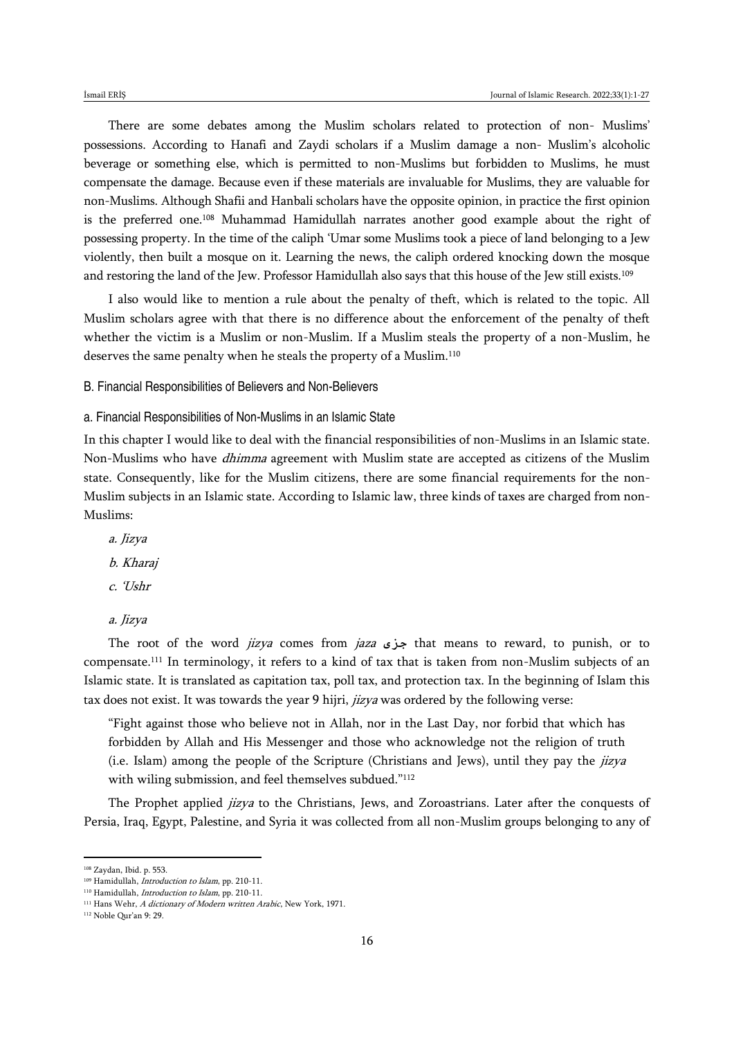There are some debates among the Muslim scholars related to protection of non- Muslims' possessions. According to Hanafi and Zaydi scholars if a Muslim damage a non- Muslim's alcoholic beverage or something else, which is permitted to non-Muslims but forbidden to Muslims, he must compensate the damage. Because even if these materials are invaluable for Muslims, they are valuable for non-Muslims. Although Shafii and Hanbali scholars have the opposite opinion, in practice the first opinion is the preferred one.[108] Muhammad Hamidullah narrates another good example about the right of possessing property. In the time of the caliph 'Umar some Muslims took a piece of land belonging to a Jew violently, then built a mosque on it. Learning the news, the caliph ordered knocking down the mosque and restoring the land of the Jew. Professor Hamidullah also says that this house of the Jew still exists.[109]

I also would like to mention a rule about the penalty of theft, which is related to the topic. All Muslim scholars agree with that there is no difference about the enforcement of the penalty of theft whether the victim is a Muslim or non-Muslim. If a Muslim steals the property of a non-Muslim, he deserves the same penalty when he steals the property of a Muslim.[110]

### B. Financial Responsibilities of Believers and Non-Believers

#### a. Financial Responsibilities of Non-Muslims in an Islamic State

In this chapter I would like to deal with the financial responsibilities of non-Muslims in an Islamic state. Non-Muslims who have *dhimma* agreement with Muslim state are accepted as citizens of the Muslim state. Consequently, like for the Muslim citizens, there are some financial requirements for the non-Muslim subjects in an Islamic state. According to Islamic law, three kinds of taxes are charged from non-Muslims:

*a. Jizya*

*b. Kharaj*

*c. 'Ushr*

*a. Jizya*

The root of the word *jizya* comes from *jaza* جزى that means to reward, to punish, or to compensate.[111] In terminology, it refers to a kind of tax that is taken from non-Muslim subjects of an Islamic state. It is translated as capitation tax, poll tax, and protection tax. In the beginning of Islam this tax does not exist. It was towards the year 9 hijri, *jizya* was ordered by the following verse:

> "Fight against those who believe not in Allah, nor in the Last Day, nor forbid that which has forbidden by Allah and His Messenger and those who acknowledge not the religion of truth (i.e. Islam) among the people of the Scripture (Christians and Jews), until they pay the *jizya* with wiling submission, and feel themselves subdued."[112]

The Prophet applied *jizya* to the Christians, Jews, and Zoroastrians. Later after the conquests of Persia, Iraq, Egypt, Palestine, and Syria it was collected from all non-Muslim groups belonging to any of

---

[108] Zaydan, Ibid. p. 553.

[109] Hamidullah, *Introduction to Islam*, pp. 210-11.

[110] Hamidullah, *Introduction to Islam*, pp. 210-11.

[111] Hans Wehr, *A dictionary of Modern written Arabic*, New York, 1971.

[112] Noble Qur'an 9: 29.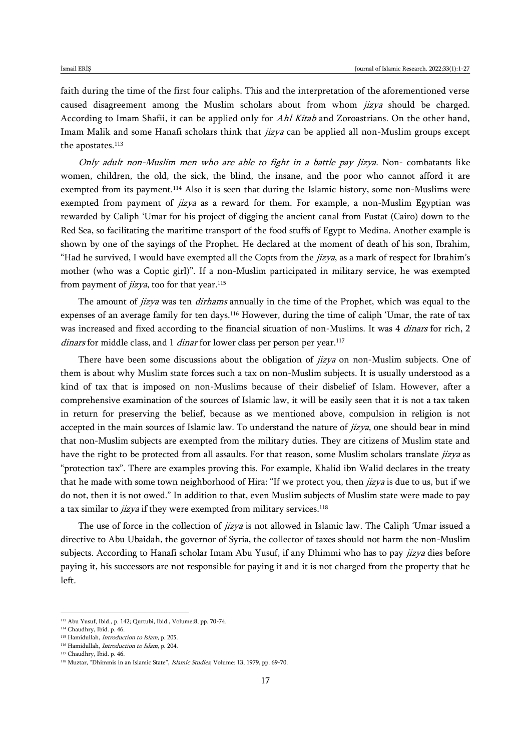faith during the time of the first four caliphs. This and the interpretation of the aforementioned verse caused disagreement among the Muslim scholars about from whom *jizya* should be charged. According to Imam Shafii, it can be applied only for *Ahl Kitab* and Zoroastrians. On the other hand, Imam Malik and some Hanafi scholars think that *jizya* can be applied all non-Muslim groups except the apostates.[113]

*Only adult non-Muslim men who are able to fight in a battle pay Jizya*. Non- combatants like women, children, the old, the sick, the blind, the insane, and the poor who cannot afford it are exempted from its payment.[114] Also it is seen that during the Islamic history, some non-Muslims were exempted from payment of *jizya* as a reward for them. For example, a non-Muslim Egyptian was rewarded by Caliph ʻUmar for his project of digging the ancient canal from Fustat (Cairo) down to the Red Sea, so facilitating the maritime transport of the food stuffs of Egypt to Medina. Another example is shown by one of the sayings of the Prophet. He declared at the moment of death of his son, Ibrahim, "Had he survived, I would have exempted all the Copts from the *jizya*, as a mark of respect for Ibrahim's mother (who was a Coptic girl)". If a non-Muslim participated in military service, he was exempted from payment of *jizya*, too for that year.[115]

The amount of *jizya* was ten *dirhams* annually in the time of the Prophet, which was equal to the expenses of an average family for ten days.[116] However, during the time of caliph ʻUmar, the rate of tax was increased and fixed according to the financial situation of non-Muslims. It was 4 *dinars* for rich, 2 *dinars* for middle class, and 1 *dinar* for lower class per person per year.[117]

There have been some discussions about the obligation of *jizya* on non-Muslim subjects. One of them is about why Muslim state forces such a tax on non-Muslim subjects. It is usually understood as a kind of tax that is imposed on non-Muslims because of their disbelief of Islam. However, after a comprehensive examination of the sources of Islamic law, it will be easily seen that it is not a tax taken in return for preserving the belief, because as we mentioned above, compulsion in religion is not accepted in the main sources of Islamic law. To understand the nature of *jizya*, one should bear in mind that non-Muslim subjects are exempted from the military duties. They are citizens of Muslim state and have the right to be protected from all assaults. For that reason, some Muslim scholars translate *jizya* as "protection tax". There are examples proving this. For example, Khalid ibn Walid declares in the treaty that he made with some town neighborhood of Hira: "If we protect you, then *jizya* is due to us, but if we do not, then it is not owed." In addition to that, even Muslim subjects of Muslim state were made to pay a tax similar to *jizya* if they were exempted from military services.[118]

The use of force in the collection of *jizya* is not allowed in Islamic law. The Caliph ʻUmar issued a directive to Abu Ubaidah, the governor of Syria, the collector of taxes should not harm the non-Muslim subjects. According to Hanafi scholar Imam Abu Yusuf, if any Dhimmi who has to pay *jizya* dies before paying it, his successors are not responsible for paying it and it is not charged from the property that he left.

---

[113] Abu Yusuf, Ibid., p. 142; Qurtubi, Ibid., Volume:8, pp. 70-74.

[114] Chaudhry, Ibid. p. 46.

[115] Hamidullah, *Introduction to Islam*, p. 205.

[116] Hamidullah, *Introduction to Islam*, p. 204.

[117] Chaudhry, Ibid. p. 46.

[118] Muztar, "Dhimmis in an Islamic State", *Islamic Studies*, Volume: 13, 1979, pp. 69-70.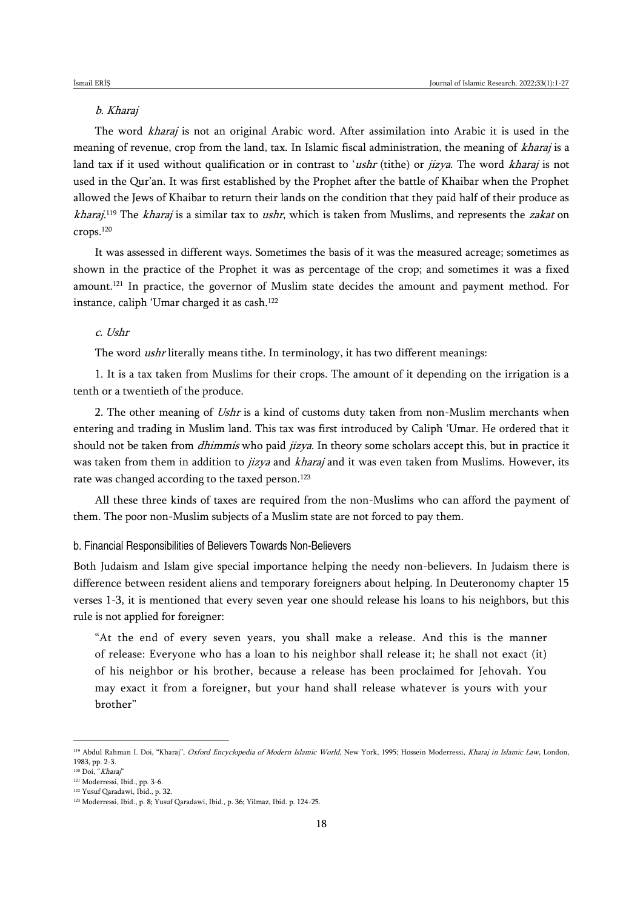#### *b. Kharaj*

The word *kharaj* is not an original Arabic word. After assimilation into Arabic it is used in the meaning of revenue, crop from the land, tax. In Islamic fiscal administration, the meaning of *kharaj* is a land tax if it used without qualification or in contrast to 'ushr (tithe) or *jizya*. The word *kharaj* is not used in the Qur'an. It was first established by the Prophet after the battle of Khaibar when the Prophet allowed the Jews of Khaibar to return their lands on the condition that they paid half of their produce as *kharaj*.[119] The *kharaj* is a similar tax to *ushr*, which is taken from Muslims, and represents the *zakat* on crops.[120]

It was assessed in different ways. Sometimes the basis of it was the measured acreage; sometimes as shown in the practice of the Prophet it was as percentage of the crop; and sometimes it was a fixed amount.[121] In practice, the governor of Muslim state decides the amount and payment method. For instance, caliph 'Umar charged it as cash.[122]

#### *c. Ushr*

The word *ushr* literally means tithe. In terminology, it has two different meanings:

1. It is a tax taken from Muslims for their crops. The amount of it depending on the irrigation is a tenth or a twentieth of the produce.

2. The other meaning of *Ushr* is a kind of customs duty taken from non-Muslim merchants when entering and trading in Muslim land. This tax was first introduced by Caliph 'Umar. He ordered that it should not be taken from *dhimmis* who paid *jizya*. In theory some scholars accept this, but in practice it was taken from them in addition to *jizya* and *kharaj* and it was even taken from Muslims. However, its rate was changed according to the taxed person.[123]

All these three kinds of taxes are required from the non-Muslims who can afford the payment of them. The poor non-Muslim subjects of a Muslim state are not forced to pay them.

### b. Financial Responsibilities of Believers Towards Non-Believers

Both Judaism and Islam give special importance helping the needy non-believers. In Judaism there is difference between resident aliens and temporary foreigners about helping. In Deuteronomy chapter 15 verses 1-3, it is mentioned that every seven year one should release his loans to his neighbors, but this rule is not applied for foreigner:

> "At the end of every seven years, you shall make a release. And this is the manner of release: Everyone who has a loan to his neighbor shall release it; he shall not exact (it) of his neighbor or his brother, because a release has been proclaimed for Jehovah. You may exact it from a foreigner, but your hand shall release whatever is yours with your brother"

---

[119] Abdul Rahman I. Doi, "Kharaj", *Oxford Encyclopedia of Modern Islamic World*, New York, 1995; Hossein Moderressi, *Kharaj in Islamic Law*, London, 1983, pp. 2-3.

[120] Doi, "*Kharaj*"

[121] Moderressi, Ibid., pp. 3-6.

[122] Yusuf Qaradawi, Ibid., p. 32.

[123] Moderressi, Ibid., p. 8; Yusuf Qaradawi, Ibid., p. 36; Yilmaz, Ibid. p. 124-25.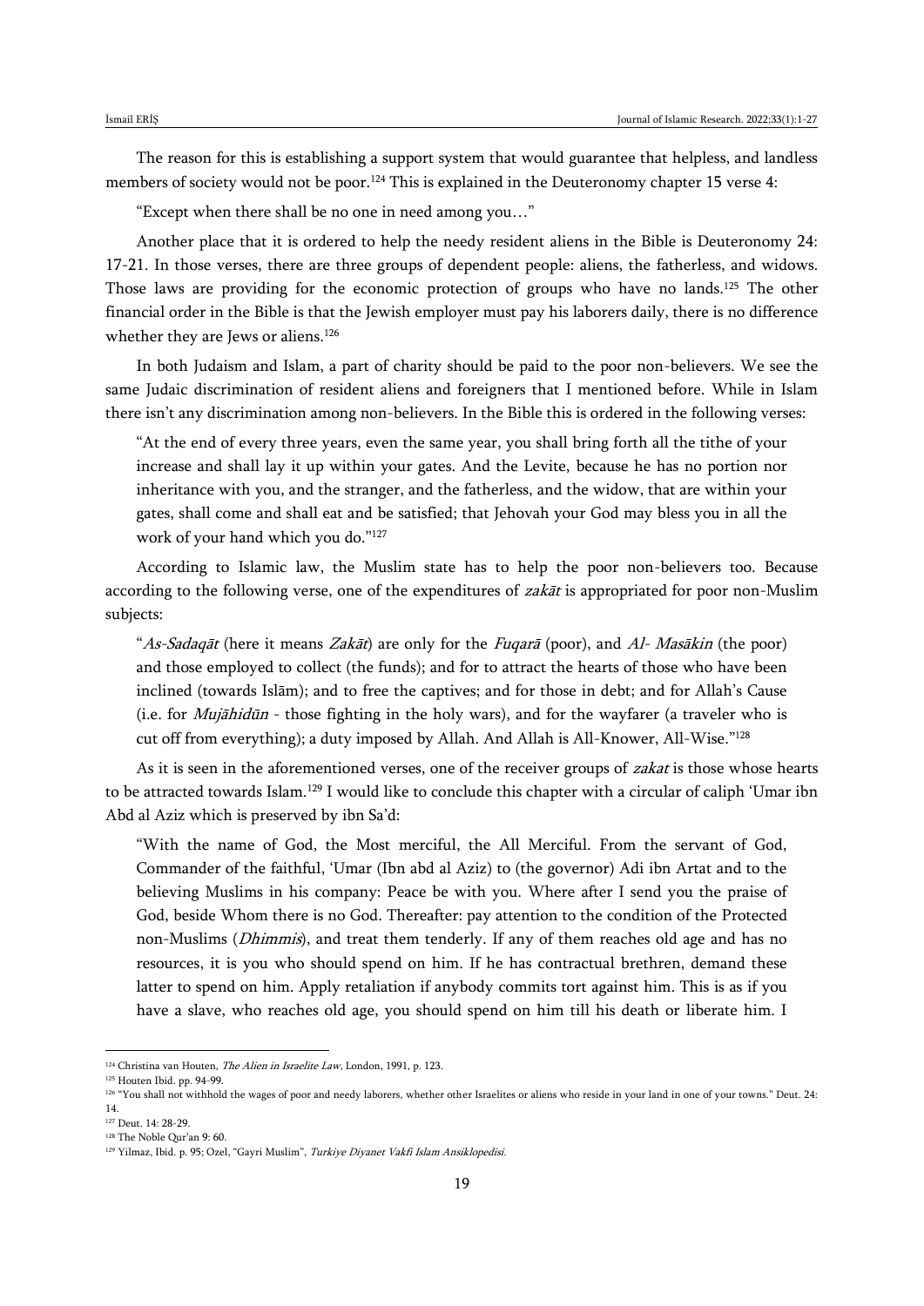The reason for this is establishing a support system that would guarantee that helpless, and landless members of society would not be poor.[124] This is explained in the Deuteronomy chapter 15 verse 4:

"Except when there shall be no one in need among you…"

Another place that it is ordered to help the needy resident aliens in the Bible is Deuteronomy 24: 17-21. In those verses, there are three groups of dependent people: aliens, the fatherless, and widows. Those laws are providing for the economic protection of groups who have no lands.[125] The other financial order in the Bible is that the Jewish employer must pay his laborers daily, there is no difference whether they are Jews or aliens.[126]

In both Judaism and Islam, a part of charity should be paid to the poor non-believers. We see the same Judaic discrimination of resident aliens and foreigners that I mentioned before. While in Islam there isn't any discrimination among non-believers. In the Bible this is ordered in the following verses:

> "At the end of every three years, even the same year, you shall bring forth all the tithe of your increase and shall lay it up within your gates. And the Levite, because he has no portion nor inheritance with you, and the stranger, and the fatherless, and the widow, that are within your gates, shall come and shall eat and be satisfied; that Jehovah your God may bless you in all the work of your hand which you do."[127]

According to Islamic law, the Muslim state has to help the poor non-believers too. Because according to the following verse, one of the expenditures of *zakāt* is appropriated for poor non-Muslim subjects:

> "*As-Sadaqāt* (here it means *Zakāt*) are only for the *Fuqarā* (poor), and *Al- Masākin* (the poor) and those employed to collect (the funds); and for to attract the hearts of those who have been inclined (towards Islām); and to free the captives; and for those in debt; and for Allah's Cause (i.e. for *Mujāhidūn* - those fighting in the holy wars), and for the wayfarer (a traveler who is cut off from everything); a duty imposed by Allah. And Allah is All-Knower, All-Wise."[128]

As it is seen in the aforementioned verses, one of the receiver groups of *zakat* is those whose hearts to be attracted towards Islam.[129] I would like to conclude this chapter with a circular of caliph 'Umar ibn Abd al Aziz which is preserved by ibn Sa'd:

> "With the name of God, the Most merciful, the All Merciful. From the servant of God, Commander of the faithful, 'Umar (Ibn abd al Aziz) to (the governor) Adi ibn Artat and to the believing Muslims in his company: Peace be with you. Where after I send you the praise of God, beside Whom there is no God. Thereafter: pay attention to the condition of the Protected non-Muslims (*Dhimmis*), and treat them tenderly. If any of them reaches old age and has no resources, it is you who should spend on him. If he has contractual brethren, demand these latter to spend on him. Apply retaliation if anybody commits tort against him. This is as if you have a slave, who reaches old age, you should spend on him till his death or liberate him. I

---

[124] Christina van Houten, *The Alien in Israelite Law*, London, 1991, p. 123.

[125] Houten Ibid. pp. 94-99.

[126] "You shall not withhold the wages of poor and needy laborers, whether other Israelites or aliens who reside in your land in one of your towns." Deut. 24: 14.

[127] Deut. 14: 28-29.

[128] The Noble Qur'an 9: 60.

[129] Yilmaz, Ibid. p. 95; Ozel, "Gayri Muslim", *Turkiye Diyanet Vakfi Islam Ansiklopedisi.*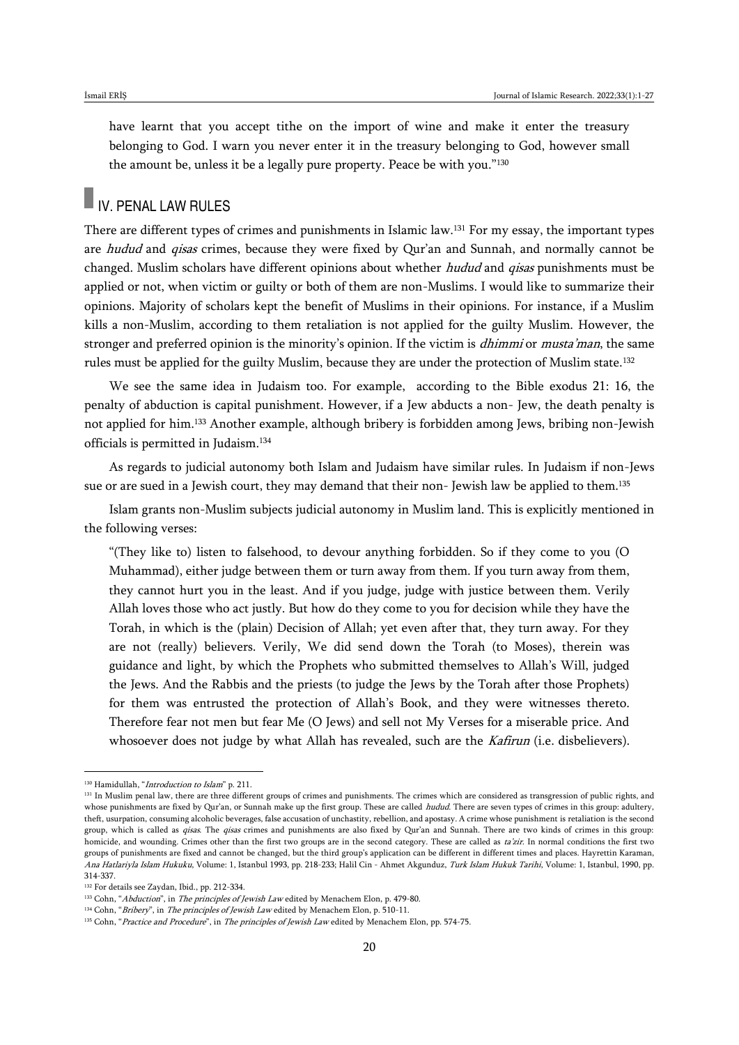have learnt that you accept tithe on the import of wine and make it enter the treasury belonging to God. I warn you never enter it in the treasury belonging to God, however small the amount be, unless it be a legally pure property. Peace be with you."[130]

## IV. PENAL LAW RULES

There are different types of crimes and punishments in Islamic law.[131] For my essay, the important types are *hudud* and *qisas* crimes, because they were fixed by Qur'an and Sunnah, and normally cannot be changed. Muslim scholars have different opinions about whether *hudud* and *qisas* punishments must be applied or not, when victim or guilty or both of them are non-Muslims. I would like to summarize their opinions. Majority of scholars kept the benefit of Muslims in their opinions. For instance, if a Muslim kills a non-Muslim, according to them retaliation is not applied for the guilty Muslim. However, the stronger and preferred opinion is the minority's opinion. If the victim is *dhimmi* or *musta'man*, the same rules must be applied for the guilty Muslim, because they are under the protection of Muslim state.[132]

We see the same idea in Judaism too. For example, according to the Bible exodus 21: 16, the penalty of abduction is capital punishment. However, if a Jew abducts a non- Jew, the death penalty is not applied for him.[133] Another example, although bribery is forbidden among Jews, bribing non-Jewish officials is permitted in Judaism.[134]

As regards to judicial autonomy both Islam and Judaism have similar rules. In Judaism if non-Jews sue or are sued in a Jewish court, they may demand that their non- Jewish law be applied to them.[135]

Islam grants non-Muslim subjects judicial autonomy in Muslim land. This is explicitly mentioned in the following verses:

> "(They like to) listen to falsehood, to devour anything forbidden. So if they come to you (O Muhammad), either judge between them or turn away from them. If you turn away from them, they cannot hurt you in the least. And if you judge, judge with justice between them. Verily Allah loves those who act justly. But how do they come to you for decision while they have the Torah, in which is the (plain) Decision of Allah; yet even after that, they turn away. For they are not (really) believers. Verily, We did send down the Torah (to Moses), therein was guidance and light, by which the Prophets who submitted themselves to Allah's Will, judged the Jews. And the Rabbis and the priests (to judge the Jews by the Torah after those Prophets) for them was entrusted the protection of Allah's Book, and they were witnesses thereto. Therefore fear not men but fear Me (O Jews) and sell not My Verses for a miserable price. And whosoever does not judge by what Allah has revealed, such are the *Kafirun* (i.e. disbelievers).

---

[130] Hamidullah, "*Introduction to Islam*" p. 211.

[131] In Muslim penal law, there are three different groups of crimes and punishments. The crimes which are considered as transgression of public rights, and whose punishments are fixed by Qur'an, or Sunnah make up the first group. These are called *hudud*. There are seven types of crimes in this group: adultery, theft, usurpation, consuming alcoholic beverages, false accusation of unchastity, rebellion, and apostasy. A crime whose punishment is retaliation is the second group, which is called as *qisas*. The *qisas* crimes and punishments are also fixed by Qur'an and Sunnah. There are two kinds of crimes in this group: homicide, and wounding. Crimes other than the first two groups are in the second category. These are called as *ta'zir*. In normal conditions the first two groups of punishments are fixed and cannot be changed, but the third group's application can be different in different times and places. Hayrettin Karaman, *Ana Hatlariyla Islam Hukuku*, Volume: 1, Istanbul 1993, pp. 218-233; Halil Cin - Ahmet Akgunduz, *Turk Islam Hukuk Tarihi*, Volume: 1, Istanbul, 1990, pp. 314-337.

[132] For details see Zaydan, Ibid., pp. 212-334.

[133] Cohn, "*Abduction*", in *The principles of Jewish Law* edited by Menachem Elon, p. 479-80.

[134] Cohn, "*Bribery*", in *The principles of Jewish Law* edited by Menachem Elon, p. 510-11.

[135] Cohn, "*Practice and Procedure*", in *The principles of Jewish Law* edited by Menachem Elon, pp. 574-75.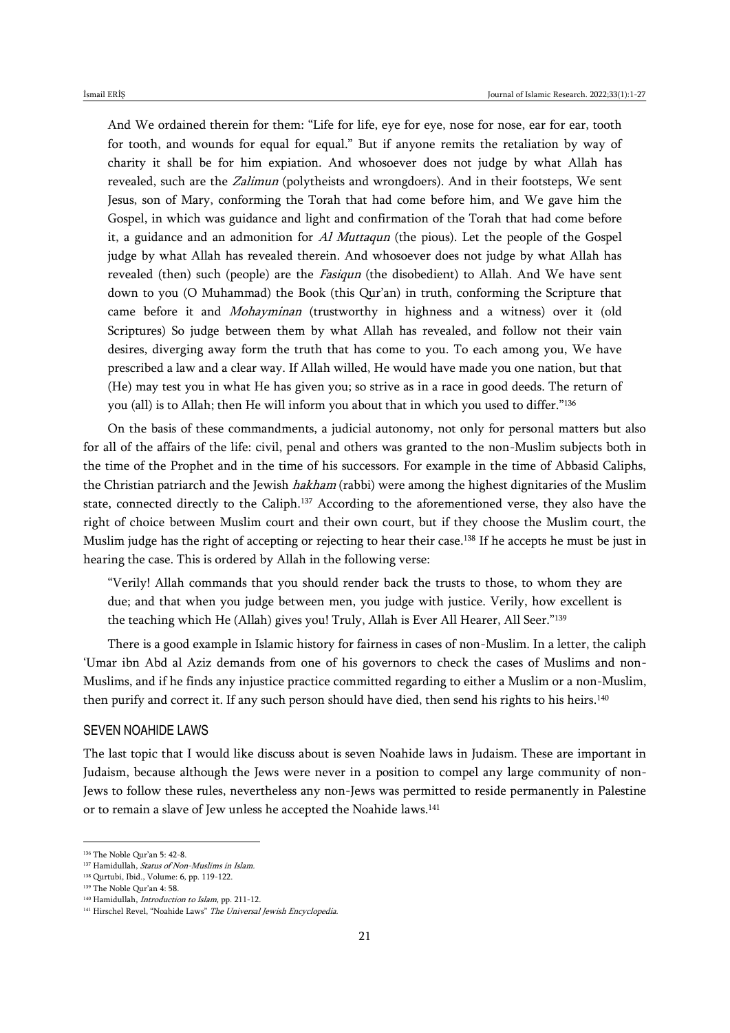> And We ordained therein for them: "Life for life, eye for eye, nose for nose, ear for ear, tooth for tooth, and wounds for equal for equal." But if anyone remits the retaliation by way of charity it shall be for him expiation. And whosoever does not judge by what Allah has revealed, such are the *Zalimun* (polytheists and wrongdoers). And in their footsteps, We sent Jesus, son of Mary, conforming the Torah that had come before him, and We gave him the Gospel, in which was guidance and light and confirmation of the Torah that had come before it, a guidance and an admonition for *Al Muttaqun* (the pious). Let the people of the Gospel judge by what Allah has revealed therein. And whosoever does not judge by what Allah has revealed (then) such (people) are the *Fasiqun* (the disobedient) to Allah. And We have sent down to you (O Muhammad) the Book (this Qur'an) in truth, conforming the Scripture that came before it and *Mohayminan* (trustworthy in highness and a witness) over it (old Scriptures) So judge between them by what Allah has revealed, and follow not their vain desires, diverging away form the truth that has come to you. To each among you, We have prescribed a law and a clear way. If Allah willed, He would have made you one nation, but that (He) may test you in what He has given you; so strive as in a race in good deeds. The return of you (all) is to Allah; then He will inform you about that in which you used to differ."[136]

On the basis of these commandments, a judicial autonomy, not only for personal matters but also for all of the affairs of the life: civil, penal and others was granted to the non-Muslim subjects both in the time of the Prophet and in the time of his successors. For example in the time of Abbasid Caliphs, the Christian patriarch and the Jewish *hakham* (rabbi) were among the highest dignitaries of the Muslim state, connected directly to the Caliph.[137] According to the aforementioned verse, they also have the right of choice between Muslim court and their own court, but if they choose the Muslim court, the Muslim judge has the right of accepting or rejecting to hear their case.[138] If he accepts he must be just in hearing the case. This is ordered by Allah in the following verse:

> "Verily! Allah commands that you should render back the trusts to those, to whom they are due; and that when you judge between men, you judge with justice. Verily, how excellent is the teaching which He (Allah) gives you! Truly, Allah is Ever All Hearer, All Seer."[139]

There is a good example in Islamic history for fairness in cases of non-Muslim. In a letter, the caliph 'Umar ibn Abd al Aziz demands from one of his governors to check the cases of Muslims and non-Muslims, and if he finds any injustice practice committed regarding to either a Muslim or a non-Muslim, then purify and correct it. If any such person should have died, then send his rights to his heirs.[140]

## SEVEN NOAHIDE LAWS

The last topic that I would like discuss about is seven Noahide laws in Judaism. These are important in Judaism, because although the Jews were never in a position to compel any large community of non-Jews to follow these rules, nevertheless any non-Jews was permitted to reside permanently in Palestine or to remain a slave of Jew unless he accepted the Noahide laws.[141]

---

[136] The Noble Qur'an 5: 42-8.

[137] Hamidullah, *Status of Non-Muslims in Islam*.

[138] Qurtubi, Ibid., Volume: 6, pp. 119-122.

[139] The Noble Qur'an 4: 58.

[140] Hamidullah, *Introduction to Islam*, pp. 211-12.

[141] Hirschel Revel, "Noahide Laws" *The Universal Jewish Encyclopedia*.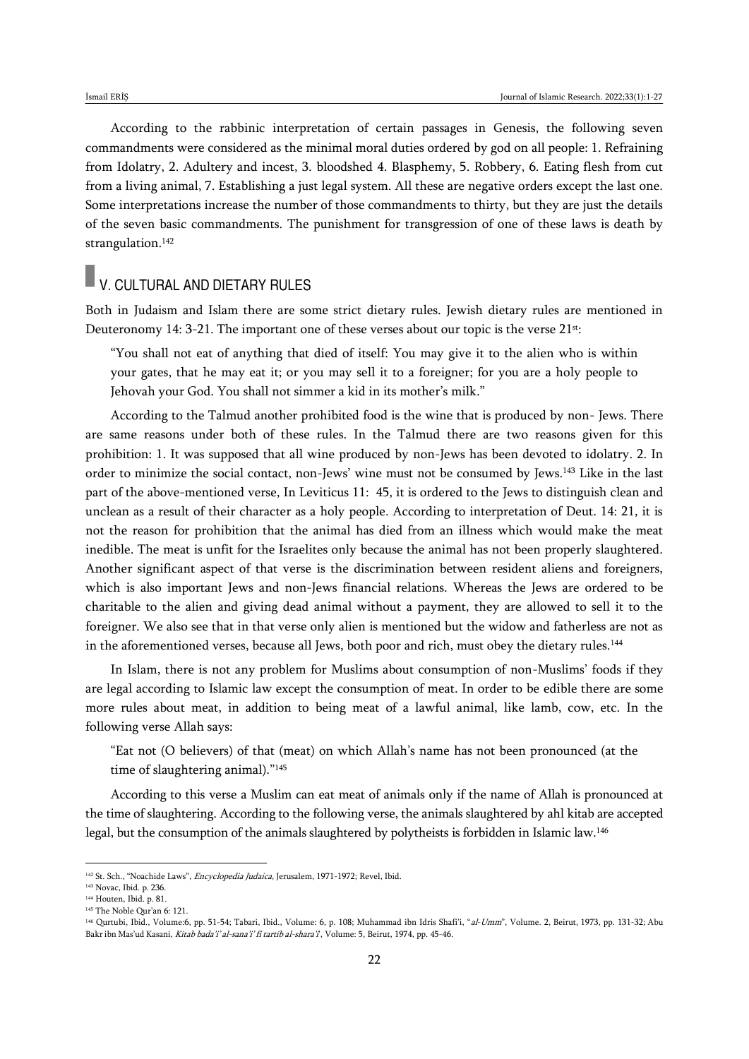According to the rabbinic interpretation of certain passages in Genesis, the following seven commandments were considered as the minimal moral duties ordered by god on all people: 1. Refraining from Idolatry, 2. Adultery and incest, 3. bloodshed 4. Blasphemy, 5. Robbery, 6. Eating flesh from cut from a living animal, 7. Establishing a just legal system. All these are negative orders except the last one. Some interpretations increase the number of those commandments to thirty, but they are just the details of the seven basic commandments. The punishment for transgression of one of these laws is death by strangulation.[142]

## V. CULTURAL AND DIETARY RULES

Both in Judaism and Islam there are some strict dietary rules. Jewish dietary rules are mentioned in Deuteronomy 14: 3-21. The important one of these verses about our topic is the verse 21st:

> "You shall not eat of anything that died of itself: You may give it to the alien who is within your gates, that he may eat it; or you may sell it to a foreigner; for you are a holy people to Jehovah your God. You shall not simmer a kid in its mother's milk."

According to the Talmud another prohibited food is the wine that is produced by non- Jews. There are same reasons under both of these rules. In the Talmud there are two reasons given for this prohibition: 1. It was supposed that all wine produced by non-Jews has been devoted to idolatry. 2. In order to minimize the social contact, non-Jews' wine must not be consumed by Jews.[143] Like in the last part of the above-mentioned verse, In Leviticus 11: 45, it is ordered to the Jews to distinguish clean and unclean as a result of their character as a holy people. According to interpretation of Deut. 14: 21, it is not the reason for prohibition that the animal has died from an illness which would make the meat inedible. The meat is unfit for the Israelites only because the animal has not been properly slaughtered. Another significant aspect of that verse is the discrimination between resident aliens and foreigners, which is also important Jews and non-Jews financial relations. Whereas the Jews are ordered to be charitable to the alien and giving dead animal without a payment, they are allowed to sell it to the foreigner. We also see that in that verse only alien is mentioned but the widow and fatherless are not as in the aforementioned verses, because all Jews, both poor and rich, must obey the dietary rules.[144]

In Islam, there is not any problem for Muslims about consumption of non-Muslims' foods if they are legal according to Islamic law except the consumption of meat. In order to be edible there are some more rules about meat, in addition to being meat of a lawful animal, like lamb, cow, etc. In the following verse Allah says:

> "Eat not (O believers) of that (meat) on which Allah's name has not been pronounced (at the time of slaughtering animal)."[145]

According to this verse a Muslim can eat meat of animals only if the name of Allah is pronounced at the time of slaughtering. According to the following verse, the animals slaughtered by ahl kitab are accepted legal, but the consumption of the animals slaughtered by polytheists is forbidden in Islamic law.[146]

---

[142] St. Sch., "Noachide Laws", *Encyclopedia Judaica*, Jerusalem, 1971-1972; Revel, Ibid.

[143] Novac, Ibid. p. 236.

[144] Houten, Ibid. p. 81.

[145] The Noble Qur'an 6: 121.

[146] Qurtubi, Ibid., Volume:6, pp. 51-54; Tabari, Ibid., Volume: 6, p. 108; Muhammad ibn Idris Shafi'i, "*al-Umm*", Volume. 2, Beirut, 1973, pp. 131-32; Abu Bakr ibn Mas'ud Kasani, *Kitab bada'i' al-sana'i' fi tartib al-shara'i'*, Volume: 5, Beirut, 1974, pp. 45-46.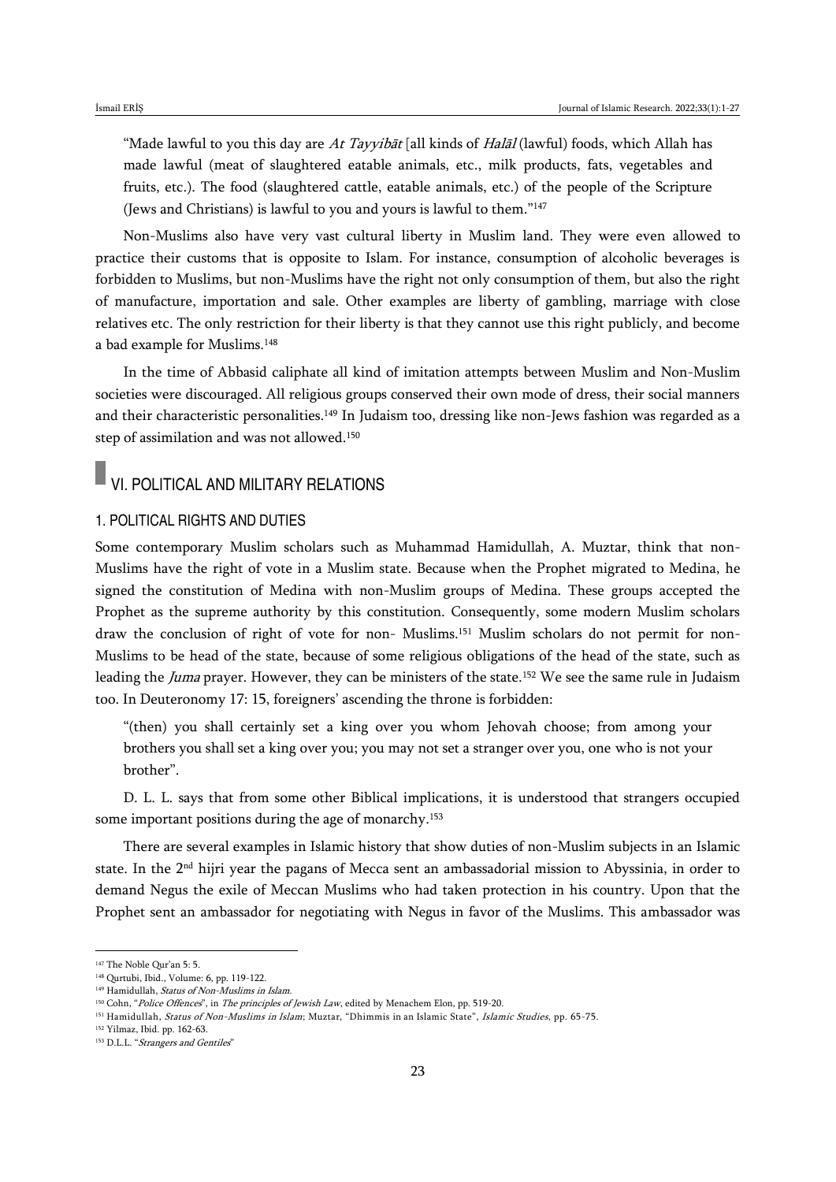"Made lawful to you this day are *At Tayyibāt* [all kinds of *Halāl* (lawful) foods, which Allah has made lawful (meat of slaughtered eatable animals, etc., milk products, fats, vegetables and fruits, etc.). The food (slaughtered cattle, eatable animals, etc.) of the people of the Scripture (Jews and Christians) is lawful to you and yours is lawful to them."[147]

Non-Muslims also have very vast cultural liberty in Muslim land. They were even allowed to practice their customs that is opposite to Islam. For instance, consumption of alcoholic beverages is forbidden to Muslims, but non-Muslims have the right not only consumption of them, but also the right of manufacture, importation and sale. Other examples are liberty of gambling, marriage with close relatives etc. The only restriction for their liberty is that they cannot use this right publicly, and become a bad example for Muslims.[148]

In the time of Abbasid caliphate all kind of imitation attempts between Muslim and Non-Muslim societies were discouraged. All religious groups conserved their own mode of dress, their social manners and their characteristic personalities.[149] In Judaism too, dressing like non-Jews fashion was regarded as a step of assimilation and was not allowed.[150]

## VI. POLITICAL AND MILITARY RELATIONS

### 1. POLITICAL RIGHTS AND DUTIES

Some contemporary Muslim scholars such as Muhammad Hamidullah, A. Muztar, think that non-Muslims have the right of vote in a Muslim state. Because when the Prophet migrated to Medina, he signed the constitution of Medina with non-Muslim groups of Medina. These groups accepted the Prophet as the supreme authority by this constitution. Consequently, some modern Muslim scholars draw the conclusion of right of vote for non- Muslims.[151] Muslim scholars do not permit for non-Muslims to be head of the state, because of some religious obligations of the head of the state, such as leading the *Juma* prayer. However, they can be ministers of the state.[152] We see the same rule in Judaism too. In Deuteronomy 17: 15, foreigners' ascending the throne is forbidden:

> "(then) you shall certainly set a king over you whom Jehovah choose; from among your brothers you shall set a king over you; you may not set a stranger over you, one who is not your brother".

D. L. L. says that from some other Biblical implications, it is understood that strangers occupied some important positions during the age of monarchy.[153]

There are several examples in Islamic history that show duties of non-Muslim subjects in an Islamic state. In the 2nd hijri year the pagans of Mecca sent an ambassadorial mission to Abyssinia, in order to demand Negus the exile of Meccan Muslims who had taken protection in his country. Upon that the Prophet sent an ambassador for negotiating with Negus in favor of the Muslims. This ambassador was

---

[147] The Noble Qur'an 5: 5.

[148] Qurtubi, Ibid., Volume: 6, pp. 119-122.

[149] Hamidullah, *Status of Non-Muslims in Islam*.

[150] Cohn, "*Police Offences*", in *The principles of Jewish Law*, edited by Menachem Elon, pp. 519-20.

[151] Hamidullah, *Status of Non-Muslims in Islam*; Muztar, "Dhimmis in an Islamic State", *Islamic Studies*, pp. 65-75.

[152] Yilmaz, Ibid. pp. 162-63.

[153] D.L.L. "*Strangers and Gentiles*"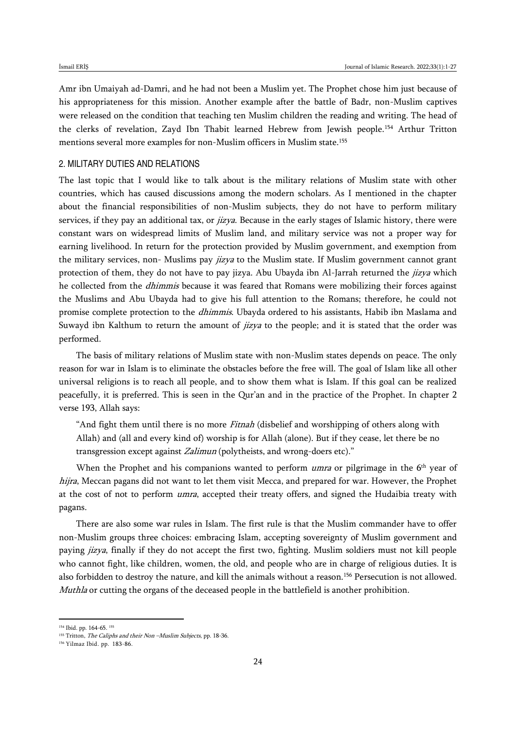Amr ibn Umaiyah ad-Damri, and he had not been a Muslim yet. The Prophet chose him just because of his appropriateness for this mission. Another example after the battle of Badr, non-Muslim captives were released on the condition that teaching ten Muslim children the reading and writing. The head of the clerks of revelation, Zayd Ibn Thabit learned Hebrew from Jewish people.[154] Arthur Tritton mentions several more examples for non-Muslim officers in Muslim state.[155]

## 2. MILITARY DUTIES AND RELATIONS

The last topic that I would like to talk about is the military relations of Muslim state with other countries, which has caused discussions among the modern scholars. As I mentioned in the chapter about the financial responsibilities of non-Muslim subjects, they do not have to perform military services, if they pay an additional tax, or *jizya*. Because in the early stages of Islamic history, there were constant wars on widespread limits of Muslim land, and military service was not a proper way for earning livelihood. In return for the protection provided by Muslim government, and exemption from the military services, non- Muslims pay *jizya* to the Muslim state. If Muslim government cannot grant protection of them, they do not have to pay jizya. Abu Ubayda ibn Al-Jarrah returned the *jizya* which he collected from the *dhimmis* because it was feared that Romans were mobilizing their forces against the Muslims and Abu Ubayda had to give his full attention to the Romans; therefore, he could not promise complete protection to the *dhimmis*. Ubayda ordered to his assistants, Habib ibn Maslama and Suwayd ibn Kalthum to return the amount of *jizya* to the people; and it is stated that the order was performed.

The basis of military relations of Muslim state with non-Muslim states depends on peace. The only reason for war in Islam is to eliminate the obstacles before the free will. The goal of Islam like all other universal religions is to reach all people, and to show them what is Islam. If this goal can be realized peacefully, it is preferred. This is seen in the Qur'an and in the practice of the Prophet. In chapter 2 verse 193, Allah says:

> "And fight them until there is no more *Fitnah* (disbelief and worshipping of others along with Allah) and (all and every kind of) worship is for Allah (alone). But if they cease, let there be no transgression except against *Zalimun* (polytheists, and wrong-doers etc)."

When the Prophet and his companions wanted to perform *umra* or pilgrimage in the 6th year of *hijra*, Meccan pagans did not want to let them visit Mecca, and prepared for war. However, the Prophet at the cost of not to perform *umra*, accepted their treaty offers, and signed the Hudaibia treaty with pagans.

There are also some war rules in Islam. The first rule is that the Muslim commander have to offer non-Muslim groups three choices: embracing Islam, accepting sovereignty of Muslim government and paying *jizya*, finally if they do not accept the first two, fighting. Muslim soldiers must not kill people who cannot fight, like children, women, the old, and people who are in charge of religious duties. It is also forbidden to destroy the nature, and kill the animals without a reason.[156] Persecution is not allowed. *Muthla* or cutting the organs of the deceased people in the battlefield is another prohibition.

---

[154] Ibid. pp. 164-65. [155]

[155] Tritton, *The Caliphs and their Non –Muslim Subjects*, pp. 18-36.

[156] Yilmaz Ibid. pp. 183-86.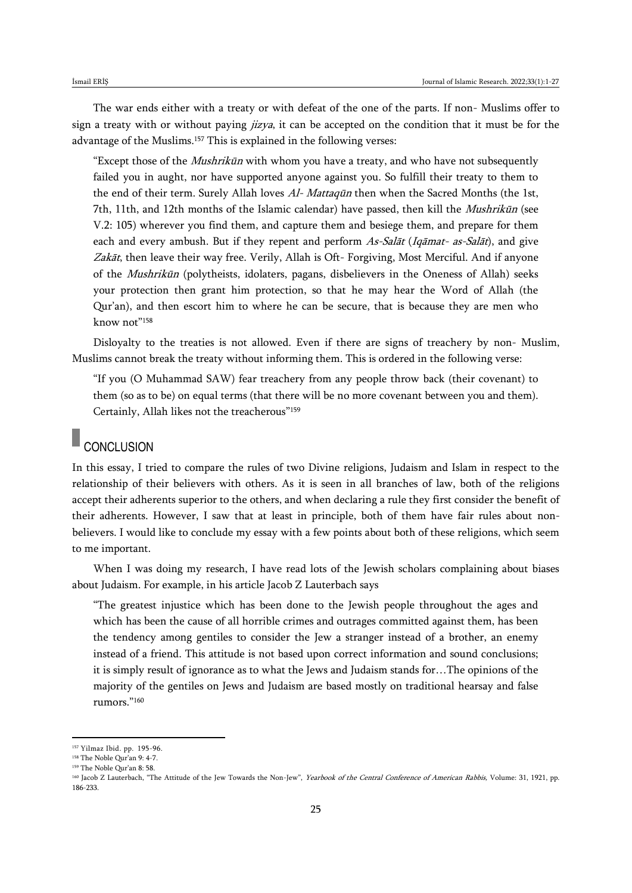The war ends either with a treaty or with defeat of the one of the parts. If non- Muslims offer to sign a treaty with or without paying *jizya*, it can be accepted on the condition that it must be for the advantage of the Muslims.[157] This is explained in the following verses:

> "Except those of the *Mushrikūn* with whom you have a treaty, and who have not subsequently failed you in aught, nor have supported anyone against you. So fulfill their treaty to them to the end of their term. Surely Allah loves *Al- Mattaqūn* then when the Sacred Months (the 1st, 7th, 11th, and 12th months of the Islamic calendar) have passed, then kill the *Mushrikūn* (see V.2: 105) wherever you find them, and capture them and besiege them, and prepare for them each and every ambush. But if they repent and perform *As-Salāt* (*Iqāmat- as-Salāt*), and give *Zakāt*, then leave their way free. Verily, Allah is Oft- Forgiving, Most Merciful. And if anyone of the *Mushrikūn* (polytheists, idolaters, pagans, disbelievers in the Oneness of Allah) seeks your protection then grant him protection, so that he may hear the Word of Allah (the Qur'an), and then escort him to where he can be secure, that is because they are men who know not"[158]

Disloyalty to the treaties is not allowed. Even if there are signs of treachery by non- Muslim, Muslims cannot break the treaty without informing them. This is ordered in the following verse:

> "If you (O Muhammad SAW) fear treachery from any people throw back (their covenant) to them (so as to be) on equal terms (that there will be no more covenant between you and them). Certainly, Allah likes not the treacherous"[159]

## CONCLUSION

In this essay, I tried to compare the rules of two Divine religions, Judaism and Islam in respect to the relationship of their believers with others. As it is seen in all branches of law, both of the religions accept their adherents superior to the others, and when declaring a rule they first consider the benefit of their adherents. However, I saw that at least in principle, both of them have fair rules about non-believers. I would like to conclude my essay with a few points about both of these religions, which seem to me important.

When I was doing my research, I have read lots of the Jewish scholars complaining about biases about Judaism. For example, in his article Jacob Z Lauterbach says

> "The greatest injustice which has been done to the Jewish people throughout the ages and which has been the cause of all horrible crimes and outrages committed against them, has been the tendency among gentiles to consider the Jew a stranger instead of a brother, an enemy instead of a friend. This attitude is not based upon correct information and sound conclusions; it is simply result of ignorance as to what the Jews and Judaism stands for…The opinions of the majority of the gentiles on Jews and Judaism are based mostly on traditional hearsay and false rumors."[160]

---

[157] Yilmaz Ibid. pp. 195-96.

[158] The Noble Qur'an 9: 4-7.

[159] The Noble Qur'an 8: 58.

[160] Jacob Z Lauterbach, "The Attitude of the Jew Towards the Non-Jew", *Yearbook of the Central Conference of American Rabbis*, Volume: 31, 1921, pp. 186-233.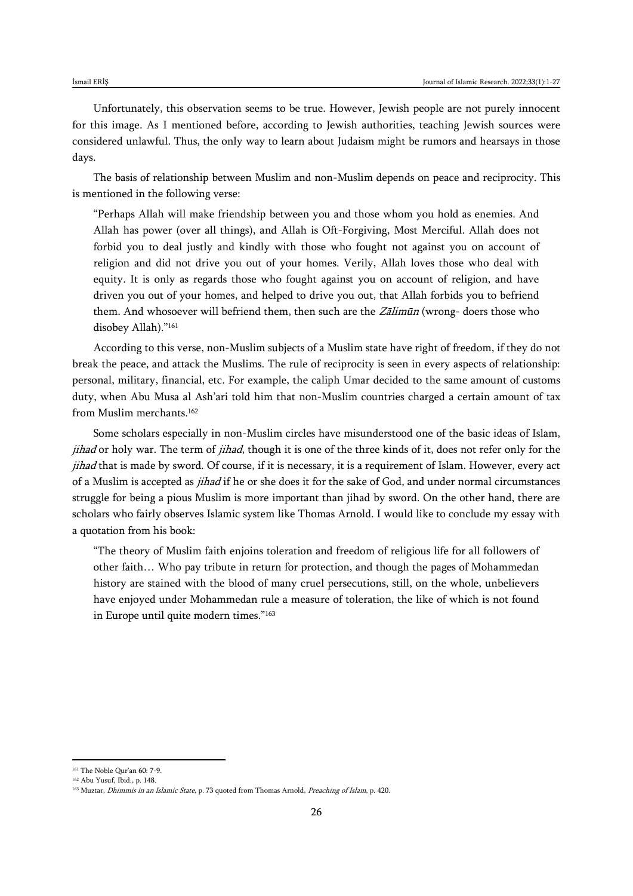Unfortunately, this observation seems to be true. However, Jewish people are not purely innocent for this image. As I mentioned before, according to Jewish authorities, teaching Jewish sources were considered unlawful. Thus, the only way to learn about Judaism might be rumors and hearsays in those days.

The basis of relationship between Muslim and non-Muslim depends on peace and reciprocity. This is mentioned in the following verse:

> "Perhaps Allah will make friendship between you and those whom you hold as enemies. And Allah has power (over all things), and Allah is Oft-Forgiving, Most Merciful. Allah does not forbid you to deal justly and kindly with those who fought not against you on account of religion and did not drive you out of your homes. Verily, Allah loves those who deal with equity. It is only as regards those who fought against you on account of religion, and have driven you out of your homes, and helped to drive you out, that Allah forbids you to befriend them. And whosoever will befriend them, then such are the *Zālimūn* (wrong- doers those who disobey Allah)."[161]

According to this verse, non-Muslim subjects of a Muslim state have right of freedom, if they do not break the peace, and attack the Muslims. The rule of reciprocity is seen in every aspects of relationship: personal, military, financial, etc. For example, the caliph Umar decided to the same amount of customs duty, when Abu Musa al Ash'ari told him that non-Muslim countries charged a certain amount of tax from Muslim merchants.[162]

Some scholars especially in non-Muslim circles have misunderstood one of the basic ideas of Islam, *jihad* or holy war. The term of *jihad*, though it is one of the three kinds of it, does not refer only for the *jihad* that is made by sword. Of course, if it is necessary, it is a requirement of Islam. However, every act of a Muslim is accepted as *jihad* if he or she does it for the sake of God, and under normal circumstances struggle for being a pious Muslim is more important than jihad by sword. On the other hand, there are scholars who fairly observes Islamic system like Thomas Arnold. I would like to conclude my essay with a quotation from his book:

> "The theory of Muslim faith enjoins toleration and freedom of religious life for all followers of other faith… Who pay tribute in return for protection, and though the pages of Mohammedan history are stained with the blood of many cruel persecutions, still, on the whole, unbelievers have enjoyed under Mohammedan rule a measure of toleration, the like of which is not found in Europe until quite modern times."[163]

---

[161] The Noble Qur'an 60: 7-9.

[162] Abu Yusuf, Ibid., p. 148.

[163] Muztar, *Dhimmis in an Islamic State*, p. 73 quoted from Thomas Arnold, *Preaching of Islam*, p. 420.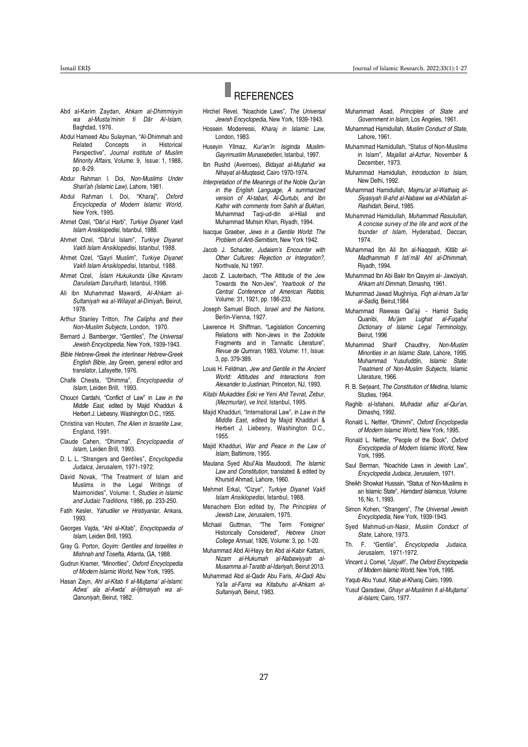# REFERENCES

Abd al-Karim Zaydan, *Ahkam al-Dhimmiyyin wa al-Musta'minin fi Dār Al-Islam*, Baghdad, 1976.

Abdul Hameed Abu Sulayman, "Al-Dhimmah and Related Concepts in Historical Perspective", *Journal institute of Muslim Minority Affairs*, Volume: 9, Issue: 1, 1988, pp. 8-29.

Abdur Rahman I. Doi, *Non-Muslims Under Shari'ah (Islamic Law)*, Lahore, 1981.

Abdul Rahman I. Doi, "Kharaj", *Oxford Encyclopedia of Modern Islamic World*, New York, 1995.

Ahmet Ozel, "Dār'ul Harb", *Turkiye Diyanet Vakfi Islam Ansiklopedisi*, Istanbul, 1988.

Ahmet Ozel, "Dār'ul Islam", *Turkiye Diyanet Vakfi Islam Ansiklopedisi*, Istanbul, 1988.

Ahmet Ozel, "Gayri Muslim", *Turkiye Diyanet Vakfi Islam Ansiklopedisi*, Istanbul, 1988.

Ahmet Ozel, *İslam Hukukunda Ülke Kavramı Darulislam Darulharb*, Istanbul, 1998.

Ali ibn Muhammad Mawardi, *Al-Ahkam al-Sultaniyah wa al-Wilayat al-Diniyah*, Beirut, 1978.

Arthur Stanley Tritton, *The Caliphs and their Non-Muslim Subjects*, London, 1970.

Bernard J. Bamberger, "Gentiles", *The Universal Jewish Encyclopedia*, New York, 1939-1943.

*Bible Hebrew-Greek the interlinear Hebrew-Greek English Bible*, Jay Green, general editor and translator, Lafayette, 1976.

Chafik Cheata, "Dhimma", *Encyclopaedia of Islam*, Leiden Brill, 1993.

Choucri Cardahi, "Conflict of Law" in *Law in the Middle East*, edited by Majid Khadduri & Herbert J. Liebesny, Washington D.C., 1955.

Christina van Houten, *The Alien in Israelite Law*, England, 1991.

Claude Cahen, "Dhimma", *Encyclopaedia of Islam*, Leiden Brill, 1993.

D. L. L. "Strangers and Gentiles", *Encyclopedia Judaica*, Jerusalem, 1971-1972.

David Novak, "The Treatment of Islam and Muslims in the Legal Writings of Maimonides", Volume: 1, *Studies in Islamic and Judaic Traditions*, 1986, pp. 233-250.

Fatih Kesler, *Yahudiler ve Hristiyanlar*, Ankara, 1993.

Georges Vajda, "Ahl al-Kitab", *Encyclopaedia of Islam*, Leiden Brill, 1993.

Gray G. Porton, *Goyim: Gentiles and Israelites in Mishnah and Tosefta*, Atlanta, GA, 1988.

Gudrun Kramer, "Minorities", *Oxford Encyclopedia of Modern Islamic World*, New York, 1995.

Hasan Zayn, *Ahl al-Kitab fi al-Mujtama' al-Islami: Adwa' ala al-Awda' al-İjtimaiyah wa al-Qanuniyah*, Beirut, 1982.

Hirchel Revel, "Noachide Laws", *The Universal Jewish Encyclopedia*, New York, 1939-1943.

Hossein Moderressi, *Kharaj in Islamic Law*, London, 1983.

Huseyin Yilmaz, *Kur'an'in Isiginda Muslim-Gayrimuslim Munasebetleri*, Istanbul, 1997.

Ibn Rushd (Averroes), *Bidayat al-Mujtahid wa Nihayat al-Muqtasid*, Cairo 1970-1974.

*Interpretation of the Meanings of the Noble Qur'an in the English Language, A summarized version of Al-tabari, Al-Qurtubi, and Ibn Kathir with comments from Sahih al Bukhari*, Muhammad Taqi-ud-din al-Hilali and Muhammad Muhsin Khan, Riyadh, 1994.

Isacque Graeber, *Jews in a Gentile World: The Problem of Anti-Semitism*, New York 1942.

Jacob J. Schacter, *Judaism's Encounter with Other Cultures: Rejection or Integration?*, Northvale, NJ 1997.

Jacob Z. Lauterbach, "The Attitude of the Jew Towards the Non-Jew", *Yearbook of the Central Conference of American Rabbis,* Volume: 31, 1921, pp. 186-233.

Joseph Samuel Bloch, *Israel and the Nations*, Berlin-Vienna, 1927.

Lawrence H. Shiffman, "Legislation Concerning Relations with Non-Jews in the Zodokite Fragments and in Tannaitic Literature", *Revue de Qumran,* 1983, Volume: 11, Issue: 3, pp. 379-389.

Louis H. Feldman, *Jew and Gentile in the Ancient World: Attitudes and Interactions from Alexander to Justinian*, Princeton, NJ, 1993.

*Kitabi Mukaddes Eski ve Yeni Ahit Tevrat, Zebur, (Mezmurlar), ve Incil*, Istanbul, 1995.

Majid Khadduri, "International Law", in *Law in the Middle East*, edited by Majid Khadduri & Herbert J. Liebesny, Washington D.C., 1955.

Majid Khadduri, *War and Peace in the Law of Islam*, Baltimore, 1955.

Maulana Syed Abul'Ala Maudoodi, *The Islamic Law and Constitution*, translated & edited by Khursid Ahmad, Lahore, 1960.

Mehmet Erkal, "Cizye", *Turkiye Diyanet Vakfi Islam Ansiklopedisi*, Istanbul, 1988.

Menachem Elon edited by, *The Principles of Jewish Law*, Jerusalem, 1975.

Michael Guttman, "The Term 'Foreigner' Historically Considered", *Hebrew Union College Annual,* 1926, Volume: 3, pp. 1-20.

Muhammad Abd Al-Hayy ibn Abd al-Kabir Kattani, *Nizam al-Hukumah al-Nabawiyyah al-Musamma al-Taratib al-Idariyah*, Beirut 2013.

Muhammad Abd al-Qadir Abu Faris, *Al-Qadi Abu Ya'la al-Farra wa Kitabuhu al-Ahkam al-Sultaniyah*, Beirut, 1983.

Muhammad Asad, *Principles of State and Government in Islam*, Los Angeles, 1961.

Muhammad Hamidullah, *Muslim Conduct of State*, Lahore, 1961.

Muhammad Hamidullah, "Status of Non-Muslims in Islam", *Majallat al-Azhar*, November & December, 1973.

Muhammad Hamidullah, *Introduction to Islam*, New Delhi, 1992.

Muhammad Hamidullah, *Majmu'at al-Wathaiq al-Siyasiyah lil-ahd al-Nabawi wa al-Khilafah al-Rashidah*, Beirut, 1985.

Muhammad Hamidullah, *Muhammad Rasulullah, A concise survey of the life and work of the founder of Islam*, Hyderabad, Deccan, 1974.

Muhammad Ibn Ali Ibn al-Naqqash, *Kitāb al-Madhammah fī Isti'māl Ahl al-Dhimmah,* Riyadh, 1994.

Muhammad Ibn Abi Bakr Ibn Qayyim al- Jawziyah, *Ahkam ahl Dimmah*, Dimashq, 1961.

Muhammad Jawad Mughniya, *Fiqh al-Imam Ja'far al-Sadiq*, Beirut,1984

Muhammad Rawwas Qal'aji - Hamid Sadiq Quanibi, *Mu'jam Lughat al-Fuqaha' Dictionary of Islamic Legal Terminology*, Beirut, 1996

Muhammad Sharif Chaudhry, *Non-Muslim Minorities in an Islamic State*, Lahore, 1995. Muhammad Yusufuddin, *Islamic State: Treatment of Non-Muslim Subjects*, Islamic Literature, 1966.

R. B. Serjeant, *The Constitution of Medina*, Islamic Studies, 1964.

Raghib al-Isfahani, *Mufradat alfaz al-Qur'an*, Dimashq, 1992.

Ronald L. Nettler, "Dhimmi", *Oxford Encyclopedia of Modern Islamic World*, New York, 1995.

Ronald L. Nettler, "People of the Book", *Oxford Encyclopedia of Modern Islamic World*, New York, 1995.

Saul Berman, "Noachide Laws in Jewish Law", *Encyclopedia Judaica*, Jerusalem, 1971.

Sheikh Showkat Hussain, "Status of Non-Muslims in an Islamic State", *Hamdard Islamicus*, Volume: 16, No. 1, 1993.

Simon Kohen, "Strangers", *The Universal Jewish Encyclopedia*, New York, 1939-1943.

Syed Mahmud-un-Nasir, *Muslim Conduct of State*, Lahore, 1973.

Th. F. "Gentile", *Encyclopedia Judaica*, Jerusalem, 1971-1972.

Vincent J. Cornel, "*Jizyah*", *The Oxford Encyclopedia of Modern Islamic World*, New York, 1995.

Yaqub Abu Yusuf, *Kitab al-Kharaj*, Cairo, 1999.

Yusuf Qaradawi, *Ghayr al-Muslimin fi al-Mujtama' al-Islami*, Cairo, 1977.